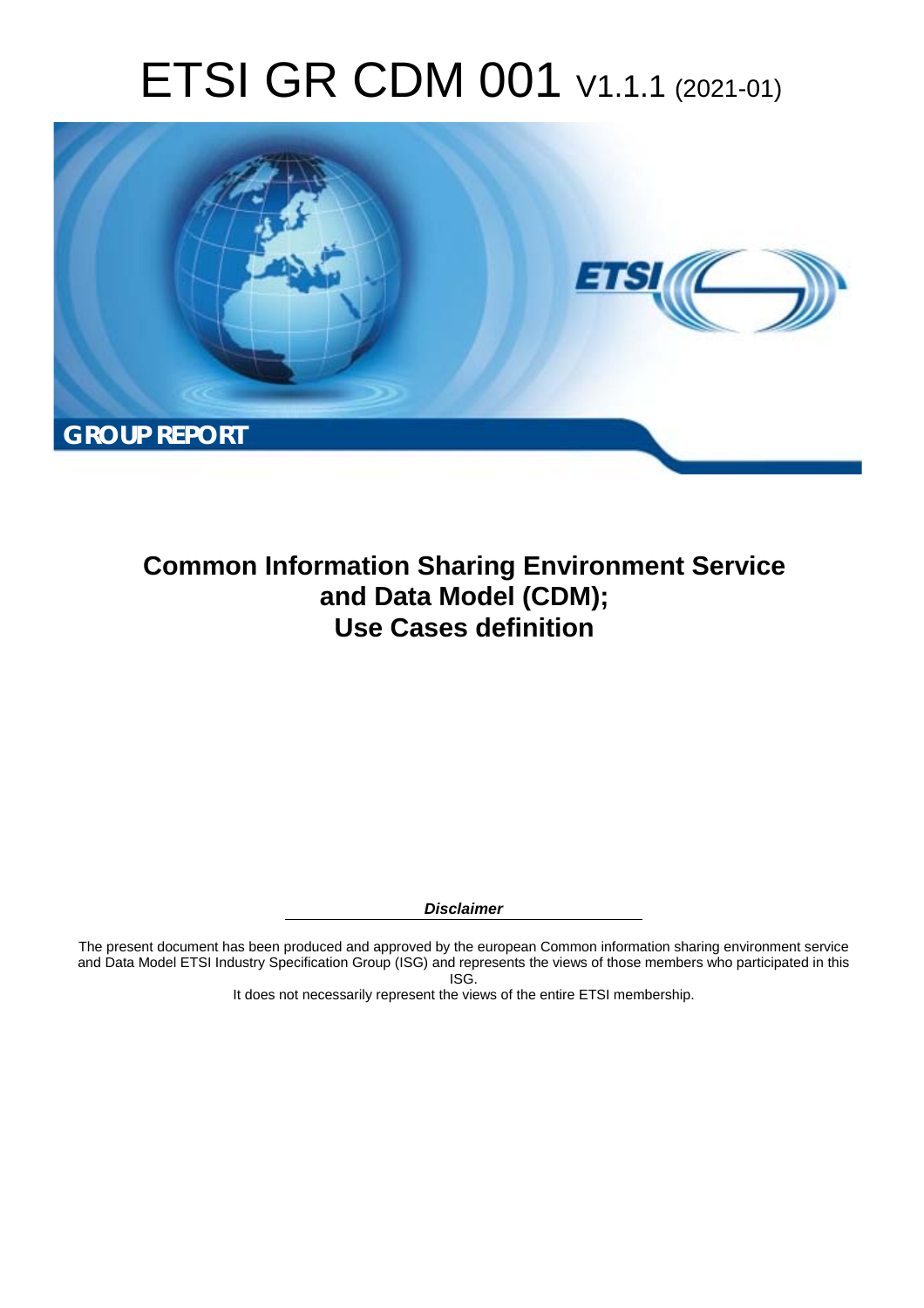# ETSI GR CDM 001 V1.1.1 (2021-01)

**GROUP REPORT**

## Common Information Sharing Environment Service and Data Model (CDM); Use Cases definition

***Disclaimer***

The present document has been produced and approved by the european Common information sharing environment service and Data Model ETSI Industry Specification Group (ISG) and represents the views of those members who participated in this ISG.
It does not necessarily represent the views of the entire ETSI membership.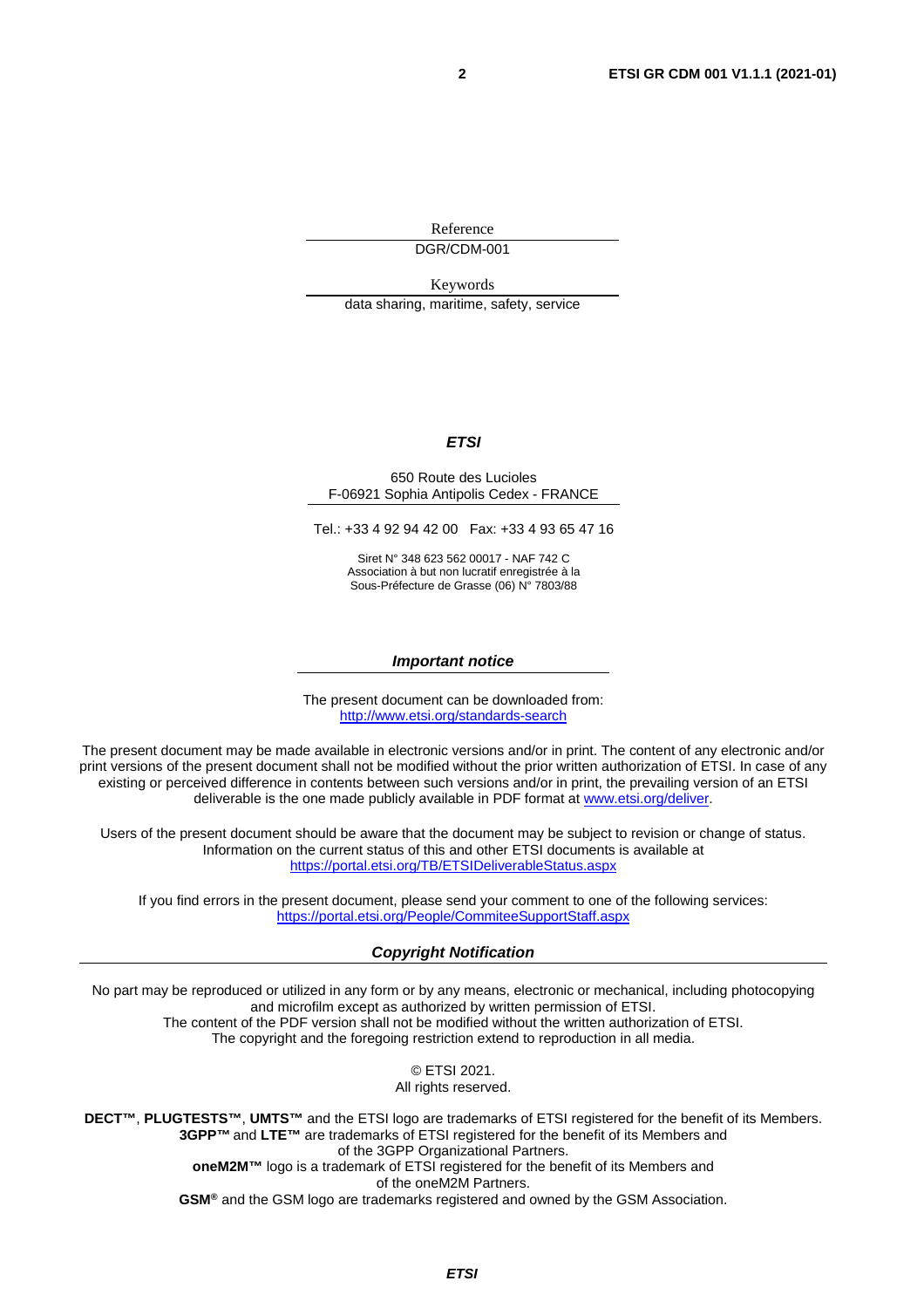Reference

DGR/CDM-001

Keywords

data sharing, maritime, safety, service

***ETSI***

650 Route des Lucioles
F-06921 Sophia Antipolis Cedex - FRANCE

Tel.: +33 4 92 94 42 00   Fax: +33 4 93 65 47 16

Siret N° 348 623 562 00017 - NAF 742 C
Association à but non lucratif enregistrée à la
Sous-Préfecture de Grasse (06) N° 7803/88

***Important notice***

The present document can be downloaded from:
http://www.etsi.org/standards-search

The present document may be made available in electronic versions and/or in print. The content of any electronic and/or print versions of the present document shall not be modified without the prior written authorization of ETSI. In case of any existing or perceived difference in contents between such versions and/or in print, the prevailing version of an ETSI deliverable is the one made publicly available in PDF format at www.etsi.org/deliver.

Users of the present document should be aware that the document may be subject to revision or change of status. Information on the current status of this and other ETSI documents is available at https://portal.etsi.org/TB/ETSIDeliverableStatus.aspx

If you find errors in the present document, please send your comment to one of the following services:
https://portal.etsi.org/People/CommiteeSupportStaff.aspx

***Copyright Notification***

No part may be reproduced or utilized in any form or by any means, electronic or mechanical, including photocopying and microfilm except as authorized by written permission of ETSI.
The content of the PDF version shall not be modified without the written authorization of ETSI.
The copyright and the foregoing restriction extend to reproduction in all media.

© ETSI 2021.
All rights reserved.

**DECT™**, **PLUGTESTS™**, **UMTS™** and the ETSI logo are trademarks of ETSI registered for the benefit of its Members.
**3GPP™** and **LTE™** are trademarks of ETSI registered for the benefit of its Members and of the 3GPP Organizational Partners.
**oneM2M™** logo is a trademark of ETSI registered for the benefit of its Members and of the oneM2M Partners.
**GSM®** and the GSM logo are trademarks registered and owned by the GSM Association.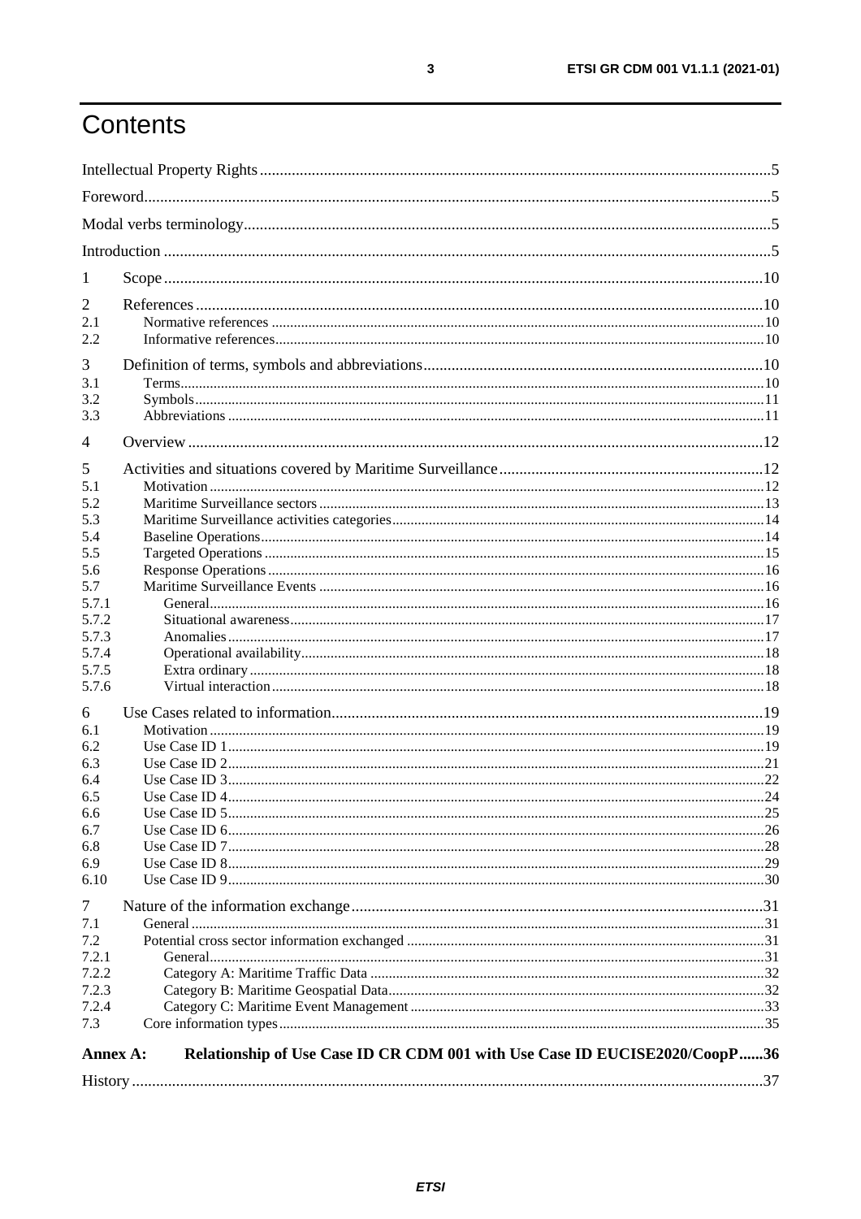# Contents

Intellectual Property Rights ... 5

Foreword ... 5

Modal verbs terminology ... 5

Introduction ... 5

1 Scope ... 10

2 References ... 10
- 2.1 Normative references ... 10
- 2.2 Informative references ... 10

3 Definition of terms, symbols and abbreviations ... 10
- 3.1 Terms ... 10
- 3.2 Symbols ... 11
- 3.3 Abbreviations ... 11

4 Overview ... 12

5 Activities and situations covered by Maritime Surveillance ... 12
- 5.1 Motivation ... 12
- 5.2 Maritime Surveillance sectors ... 13
- 5.3 Maritime Surveillance activities categories ... 14
- 5.4 Baseline Operations ... 14
- 5.5 Targeted Operations ... 15
- 5.6 Response Operations ... 16
- 5.7 Maritime Surveillance Events ... 16
  - 5.7.1 General ... 16
  - 5.7.2 Situational awareness ... 17
  - 5.7.3 Anomalies ... 17
  - 5.7.4 Operational availability ... 18
  - 5.7.5 Extra ordinary ... 18
  - 5.7.6 Virtual interaction ... 18

6 Use Cases related to information ... 19
- 6.1 Motivation ... 19
- 6.2 Use Case ID 1 ... 19
- 6.3 Use Case ID 2 ... 21
- 6.4 Use Case ID 3 ... 22
- 6.5 Use Case ID 4 ... 24
- 6.6 Use Case ID 5 ... 25
- 6.7 Use Case ID 6 ... 26
- 6.8 Use Case ID 7 ... 28
- 6.9 Use Case ID 8 ... 29
- 6.10 Use Case ID 9 ... 30

7 Nature of the information exchange ... 31
- 7.1 General ... 31
- 7.2 Potential cross sector information exchanged ... 31
  - 7.2.1 General ... 31
  - 7.2.2 Category A: Maritime Traffic Data ... 32
  - 7.2.3 Category B: Maritime Geospatial Data ... 32
  - 7.2.4 Category C: Maritime Event Management ... 33
- 7.3 Core information types ... 35

**Annex A: Relationship of Use Case ID CR CDM 001 with Use Case ID EUCISE2020/CoopP ... 36**

History ... 37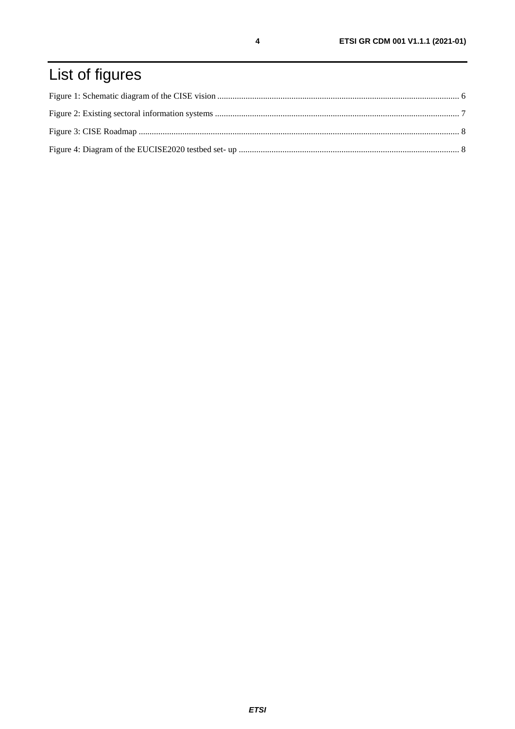# List of figures

Figure 1: Schematic diagram of the CISE vision ........................................................................................................ 6

Figure 2: Existing sectoral information systems ......................................................................................................... 7

Figure 3: CISE Roadmap ............................................................................................................................................ 8

Figure 4: Diagram of the EUCISE2020 testbed set- up .............................................................................................. 8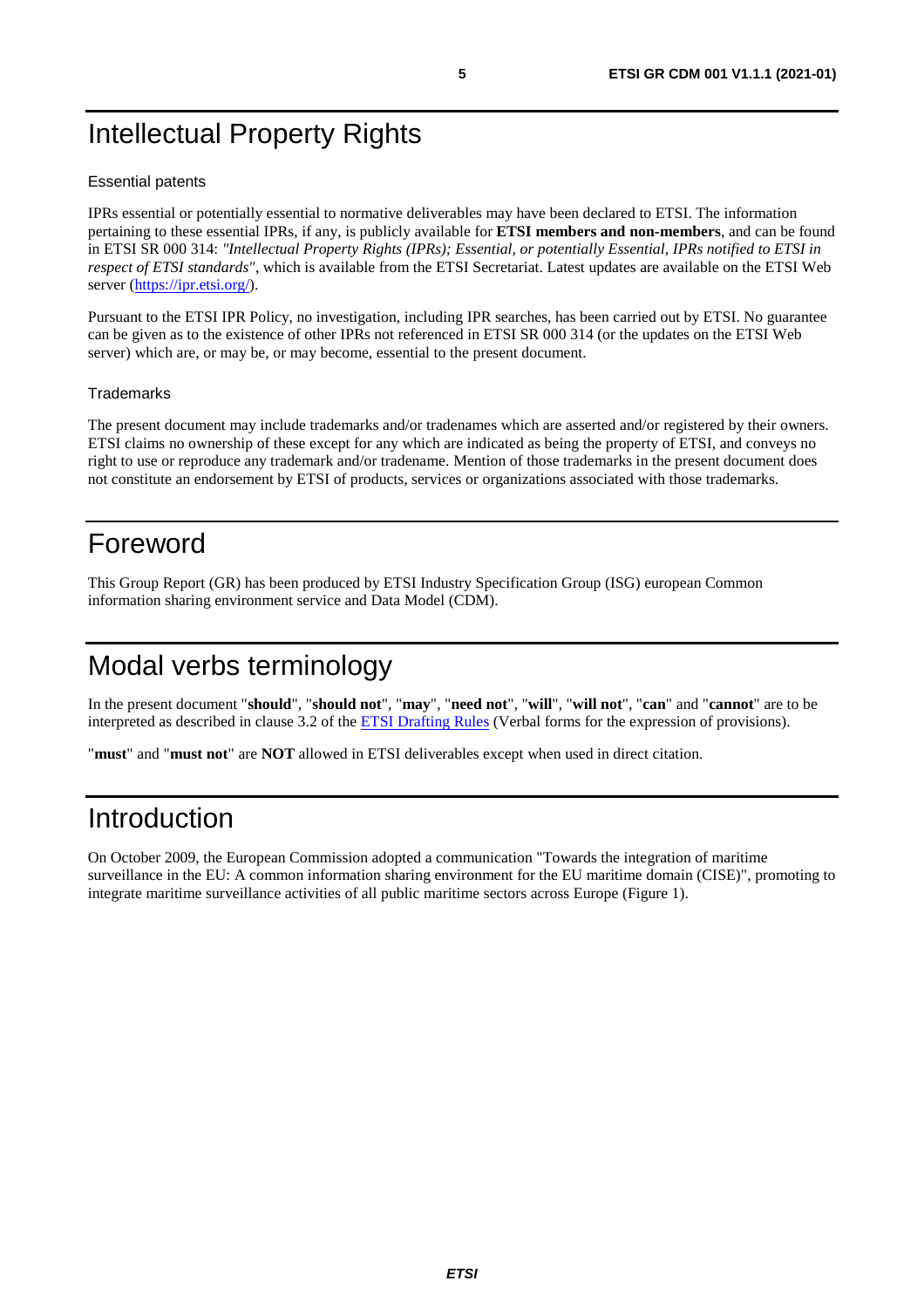# Intellectual Property Rights

## Essential patents

IPRs essential or potentially essential to normative deliverables may have been declared to ETSI. The information pertaining to these essential IPRs, if any, is publicly available for **ETSI members and non-members**, and can be found in ETSI SR 000 314: *"Intellectual Property Rights (IPRs); Essential, or potentially Essential, IPRs notified to ETSI in respect of ETSI standards"*, which is available from the ETSI Secretariat. Latest updates are available on the ETSI Web server (https://ipr.etsi.org/).

Pursuant to the ETSI IPR Policy, no investigation, including IPR searches, has been carried out by ETSI. No guarantee can be given as to the existence of other IPRs not referenced in ETSI SR 000 314 (or the updates on the ETSI Web server) which are, or may be, or may become, essential to the present document.

## Trademarks

The present document may include trademarks and/or tradenames which are asserted and/or registered by their owners. ETSI claims no ownership of these except for any which are indicated as being the property of ETSI, and conveys no right to use or reproduce any trademark and/or tradename. Mention of those trademarks in the present document does not constitute an endorsement by ETSI of products, services or organizations associated with those trademarks.

# Foreword

This Group Report (GR) has been produced by ETSI Industry Specification Group (ISG) european Common information sharing environment service and Data Model (CDM).

# Modal verbs terminology

In the present document "**should**", "**should not**", "**may**", "**need not**", "**will**", "**will not**", "**can**" and "**cannot**" are to be interpreted as described in clause 3.2 of the ETSI Drafting Rules (Verbal forms for the expression of provisions).

"**must**" and "**must not**" are **NOT** allowed in ETSI deliverables except when used in direct citation.

# Introduction

On October 2009, the European Commission adopted a communication "Towards the integration of maritime surveillance in the EU: A common information sharing environment for the EU maritime domain (CISE)", promoting to integrate maritime surveillance activities of all public maritime sectors across Europe (Figure 1).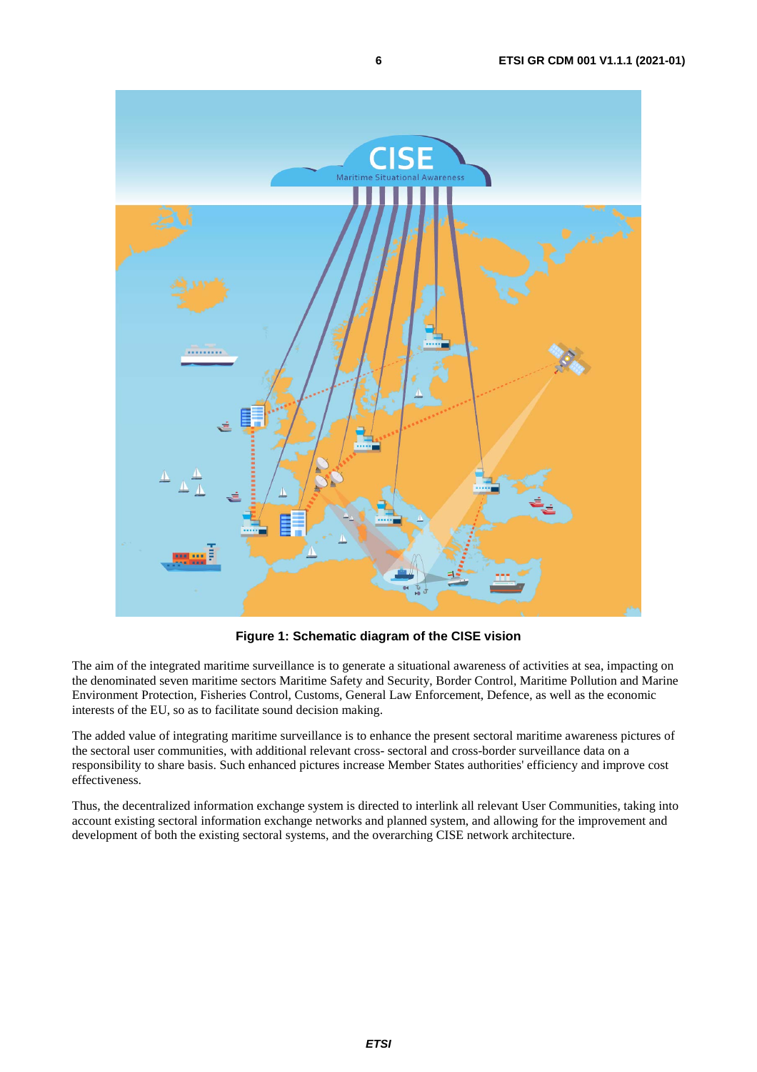**Figure 1: Schematic diagram of the CISE vision**

The aim of the integrated maritime surveillance is to generate a situational awareness of activities at sea, impacting on the denominated seven maritime sectors Maritime Safety and Security, Border Control, Maritime Pollution and Marine Environment Protection, Fisheries Control, Customs, General Law Enforcement, Defence, as well as the economic interests of the EU, so as to facilitate sound decision making.

The added value of integrating maritime surveillance is to enhance the present sectoral maritime awareness pictures of the sectoral user communities, with additional relevant cross- sectoral and cross-border surveillance data on a responsibility to share basis. Such enhanced pictures increase Member States authorities' efficiency and improve cost effectiveness.

Thus, the decentralized information exchange system is directed to interlink all relevant User Communities, taking into account existing sectoral information exchange networks and planned system, and allowing for the improvement and development of both the existing sectoral systems, and the overarching CISE network architecture.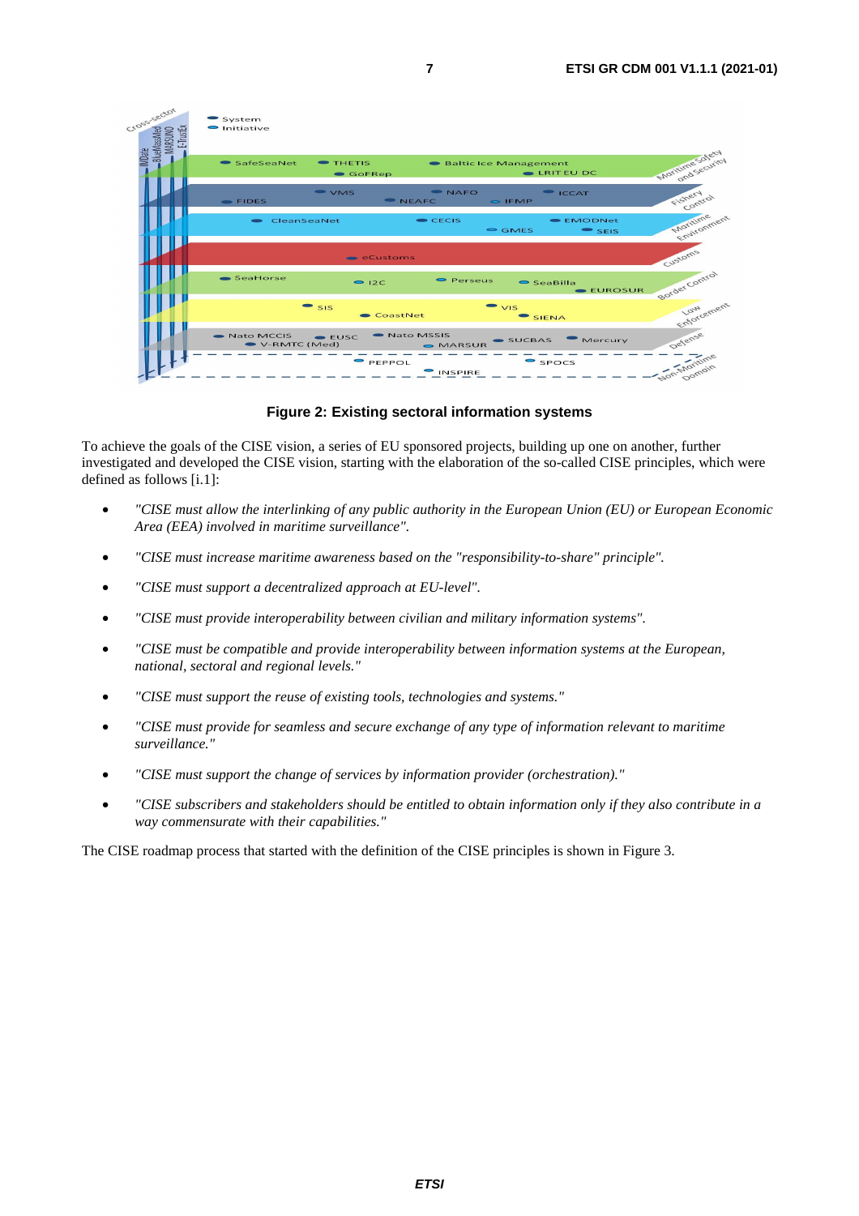**Figure 2: Existing sectoral information systems**

To achieve the goals of the CISE vision, a series of EU sponsored projects, building up one on another, further investigated and developed the CISE vision, starting with the elaboration of the so-called CISE principles, which were defined as follows [i.1]:

- *"CISE must allow the interlinking of any public authority in the European Union (EU) or European Economic Area (EEA) involved in maritime surveillance".*
- *"CISE must increase maritime awareness based on the "responsibility-to-share" principle".*
- *"CISE must support a decentralized approach at EU-level".*
- *"CISE must provide interoperability between civilian and military information systems".*
- *"CISE must be compatible and provide interoperability between information systems at the European, national, sectoral and regional levels."*
- *"CISE must support the reuse of existing tools, technologies and systems."*
- *"CISE must provide for seamless and secure exchange of any type of information relevant to maritime surveillance."*
- *"CISE must support the change of services by information provider (orchestration)."*
- *"CISE subscribers and stakeholders should be entitled to obtain information only if they also contribute in a way commensurate with their capabilities."*

The CISE roadmap process that started with the definition of the CISE principles is shown in Figure 3.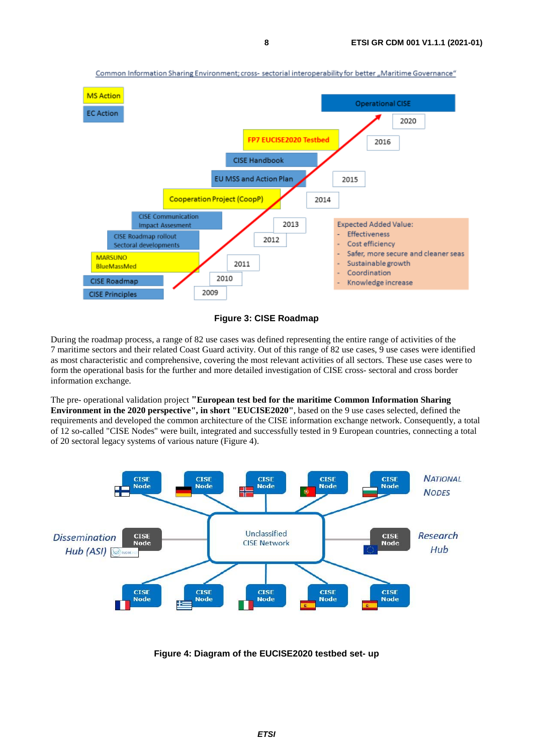Figure 3: CISE Roadmap

During the roadmap process, a range of 82 use cases was defined representing the entire range of activities of the 7 maritime sectors and their related Coast Guard activity. Out of this range of 82 use cases, 9 use cases were identified as most characteristic and comprehensive, covering the most relevant activities of all sectors. These use cases were to form the operational basis for the further and more detailed investigation of CISE cross- sectoral and cross border information exchange.

The pre- operational validation project **"European test bed for the maritime Common Information Sharing Environment in the 2020 perspective", in short "EUCISE2020"**, based on the 9 use cases selected, defined the requirements and developed the common architecture of the CISE information exchange network. Consequently, a total of 12 so-called "CISE Nodes" were built, integrated and successfully tested in 9 European countries, connecting a total of 20 sectoral legacy systems of various nature (Figure 4).

Figure 4: Diagram of the EUCISE2020 testbed set- up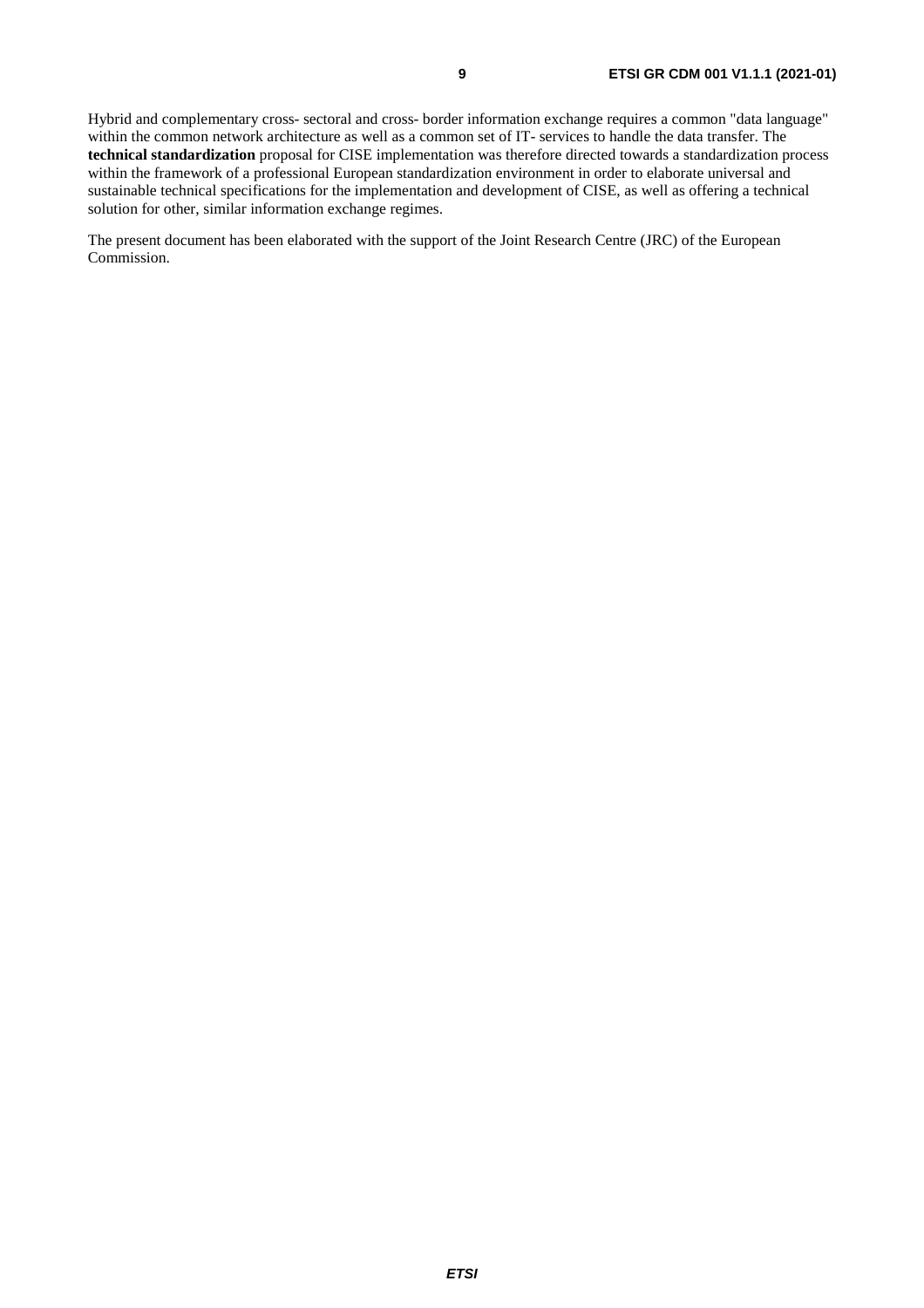Hybrid and complementary cross- sectoral and cross- border information exchange requires a common "data language" within the common network architecture as well as a common set of IT- services to handle the data transfer. The **technical standardization** proposal for CISE implementation was therefore directed towards a standardization process within the framework of a professional European standardization environment in order to elaborate universal and sustainable technical specifications for the implementation and development of CISE, as well as offering a technical solution for other, similar information exchange regimes.

The present document has been elaborated with the support of the Joint Research Centre (JRC) of the European Commission.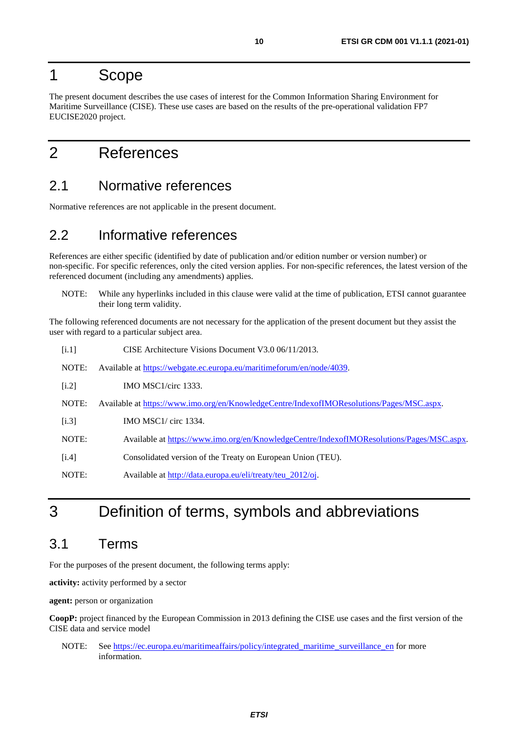# 1 Scope

The present document describes the use cases of interest for the Common Information Sharing Environment for Maritime Surveillance (CISE). These use cases are based on the results of the pre-operational validation FP7 EUCISE2020 project.

# 2 References

## 2.1 Normative references

Normative references are not applicable in the present document.

## 2.2 Informative references

References are either specific (identified by date of publication and/or edition number or version number) or non-specific. For specific references, only the cited version applies. For non-specific references, the latest version of the referenced document (including any amendments) applies.

NOTE: While any hyperlinks included in this clause were valid at the time of publication, ETSI cannot guarantee their long term validity.

The following referenced documents are not necessary for the application of the present document but they assist the user with regard to a particular subject area.

[i.1] CISE Architecture Visions Document V3.0 06/11/2013.

NOTE: Available at https://webgate.ec.europa.eu/maritimeforum/en/node/4039.

[i.2] IMO MSC1/circ 1333.

NOTE: Available at https://www.imo.org/en/KnowledgeCentre/IndexofIMOResolutions/Pages/MSC.aspx.

[i.3] IMO MSC1/ circ 1334.

NOTE: Available at https://www.imo.org/en/KnowledgeCentre/IndexofIMOResolutions/Pages/MSC.aspx.

[i.4] Consolidated version of the Treaty on European Union (TEU).

NOTE: Available at http://data.europa.eu/eli/treaty/teu_2012/oj.

# 3 Definition of terms, symbols and abbreviations

## 3.1 Terms

For the purposes of the present document, the following terms apply:

**activity:** activity performed by a sector

**agent:** person or organization

**CoopP:** project financed by the European Commission in 2013 defining the CISE use cases and the first version of the CISE data and service model

NOTE: See https://ec.europa.eu/maritimeaffairs/policy/integrated_maritime_surveillance_en for more information.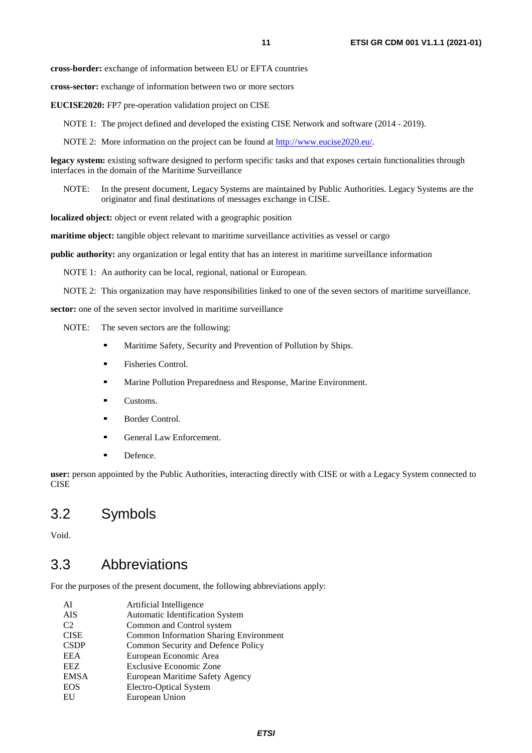**cross-border:** exchange of information between EU or EFTA countries

**cross-sector:** exchange of information between two or more sectors

**EUCISE2020:** FP7 pre-operation validation project on CISE

NOTE 1: The project defined and developed the existing CISE Network and software (2014 - 2019).

NOTE 2: More information on the project can be found at [http://www.eucise2020.eu/](http://www.eucise2020.eu/).

**legacy system:** existing software designed to perform specific tasks and that exposes certain functionalities through interfaces in the domain of the Maritime Surveillance

NOTE: In the present document, Legacy Systems are maintained by Public Authorities. Legacy Systems are the originator and final destinations of messages exchange in CISE.

**localized object:** object or event related with a geographic position

**maritime object:** tangible object relevant to maritime surveillance activities as vessel or cargo

**public authority:** any organization or legal entity that has an interest in maritime surveillance information

NOTE 1: An authority can be local, regional, national or European.

NOTE 2: This organization may have responsibilities linked to one of the seven sectors of maritime surveillance.

**sector:** one of the seven sector involved in maritime surveillance

NOTE: The seven sectors are the following:

- Maritime Safety, Security and Prevention of Pollution by Ships.
- Fisheries Control.
- Marine Pollution Preparedness and Response, Marine Environment.
- Customs.
- Border Control.
- General Law Enforcement.
- Defence.

**user:** person appointed by the Public Authorities, interacting directly with CISE or with a Legacy System connected to CISE

## 3.2 Symbols

Void.

## 3.3 Abbreviations

For the purposes of the present document, the following abbreviations apply:

| | |
|---|---|
| AI | Artificial Intelligence |
| AIS | Automatic Identification System |
| C2 | Common and Control system |
| CISE | Common Information Sharing Environment |
| CSDP | Common Security and Defence Policy |
| EEA | European Economic Area |
| EEZ | Exclusive Economic Zone |
| EMSA | European Maritime Safety Agency |
| EOS | Electro-Optical System |
| EU | European Union |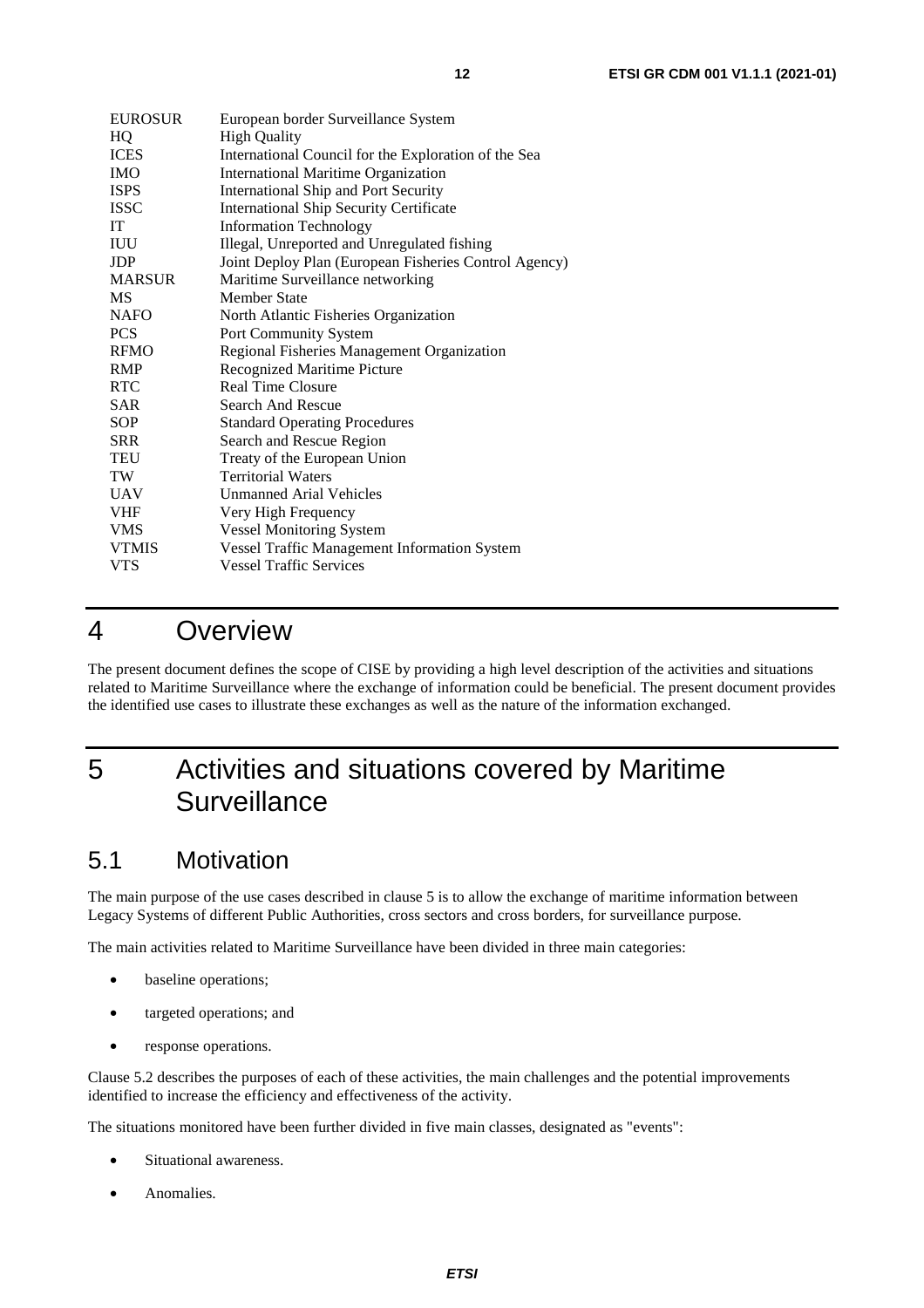| | |
|---|---|
| EUROSUR | European border Surveillance System |
| HQ | High Quality |
| ICES | International Council for the Exploration of the Sea |
| IMO | International Maritime Organization |
| ISPS | International Ship and Port Security |
| ISSC | International Ship Security Certificate |
| IT | Information Technology |
| IUU | Illegal, Unreported and Unregulated fishing |
| JDP | Joint Deploy Plan (European Fisheries Control Agency) |
| MARSUR | Maritime Surveillance networking |
| MS | Member State |
| NAFO | North Atlantic Fisheries Organization |
| PCS | Port Community System |
| RFMO | Regional Fisheries Management Organization |
| RMP | Recognized Maritime Picture |
| RTC | Real Time Closure |
| SAR | Search And Rescue |
| SOP | Standard Operating Procedures |
| SRR | Search and Rescue Region |
| TEU | Treaty of the European Union |
| TW | Territorial Waters |
| UAV | Unmanned Arial Vehicles |
| VHF | Very High Frequency |
| VMS | Vessel Monitoring System |
| VTMIS | Vessel Traffic Management Information System |
| VTS | Vessel Traffic Services |

# 4 Overview

The present document defines the scope of CISE by providing a high level description of the activities and situations related to Maritime Surveillance where the exchange of information could be beneficial. The present document provides the identified use cases to illustrate these exchanges as well as the nature of the information exchanged.

# 5 Activities and situations covered by Maritime Surveillance

## 5.1 Motivation

The main purpose of the use cases described in clause 5 is to allow the exchange of maritime information between Legacy Systems of different Public Authorities, cross sectors and cross borders, for surveillance purpose.

The main activities related to Maritime Surveillance have been divided in three main categories:

- baseline operations;
- targeted operations; and
- response operations.

Clause 5.2 describes the purposes of each of these activities, the main challenges and the potential improvements identified to increase the efficiency and effectiveness of the activity.

The situations monitored have been further divided in five main classes, designated as "events":

- Situational awareness.
- Anomalies.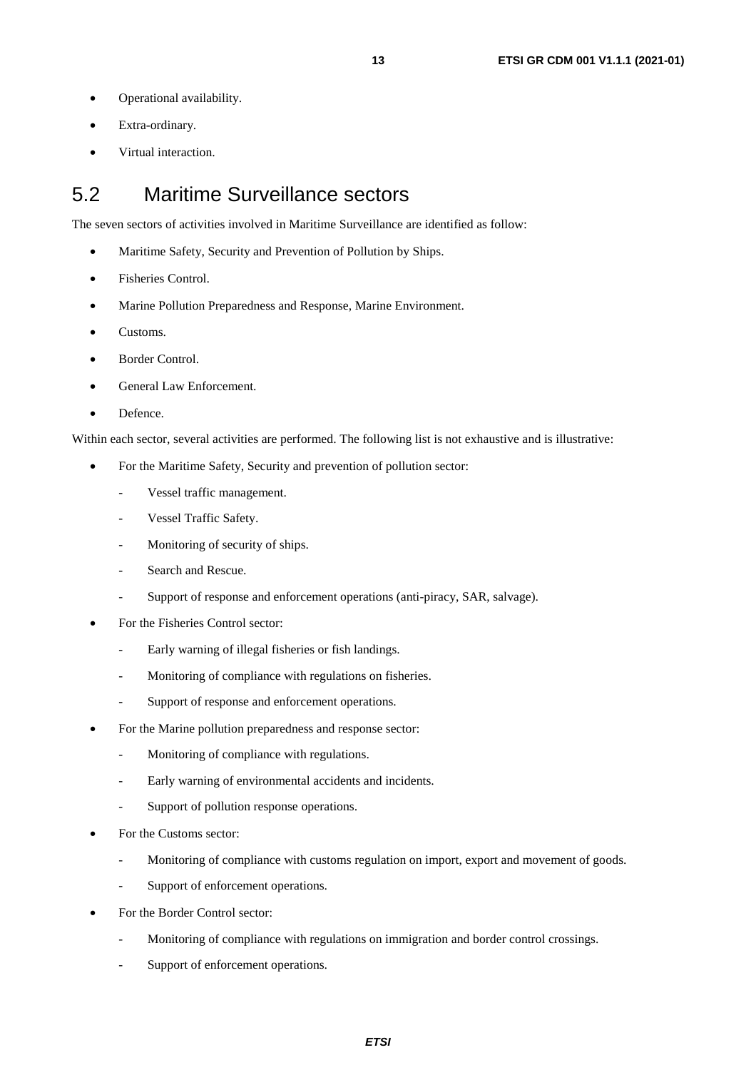- Operational availability.
- Extra-ordinary.
- Virtual interaction.

## 5.2 Maritime Surveillance sectors

The seven sectors of activities involved in Maritime Surveillance are identified as follow:

- Maritime Safety, Security and Prevention of Pollution by Ships.
- Fisheries Control.
- Marine Pollution Preparedness and Response, Marine Environment.
- Customs.
- Border Control.
- General Law Enforcement.
- Defence.

Within each sector, several activities are performed. The following list is not exhaustive and is illustrative:

- For the Maritime Safety, Security and prevention of pollution sector:
  - Vessel traffic management.
  - Vessel Traffic Safety.
  - Monitoring of security of ships.
  - Search and Rescue.
  - Support of response and enforcement operations (anti-piracy, SAR, salvage).
- For the Fisheries Control sector:
  - Early warning of illegal fisheries or fish landings.
  - Monitoring of compliance with regulations on fisheries.
  - Support of response and enforcement operations.
- For the Marine pollution preparedness and response sector:
  - Monitoring of compliance with regulations.
  - Early warning of environmental accidents and incidents.
  - Support of pollution response operations.
- For the Customs sector:
  - Monitoring of compliance with customs regulation on import, export and movement of goods.
  - Support of enforcement operations.
- For the Border Control sector:
  - Monitoring of compliance with regulations on immigration and border control crossings.
  - Support of enforcement operations.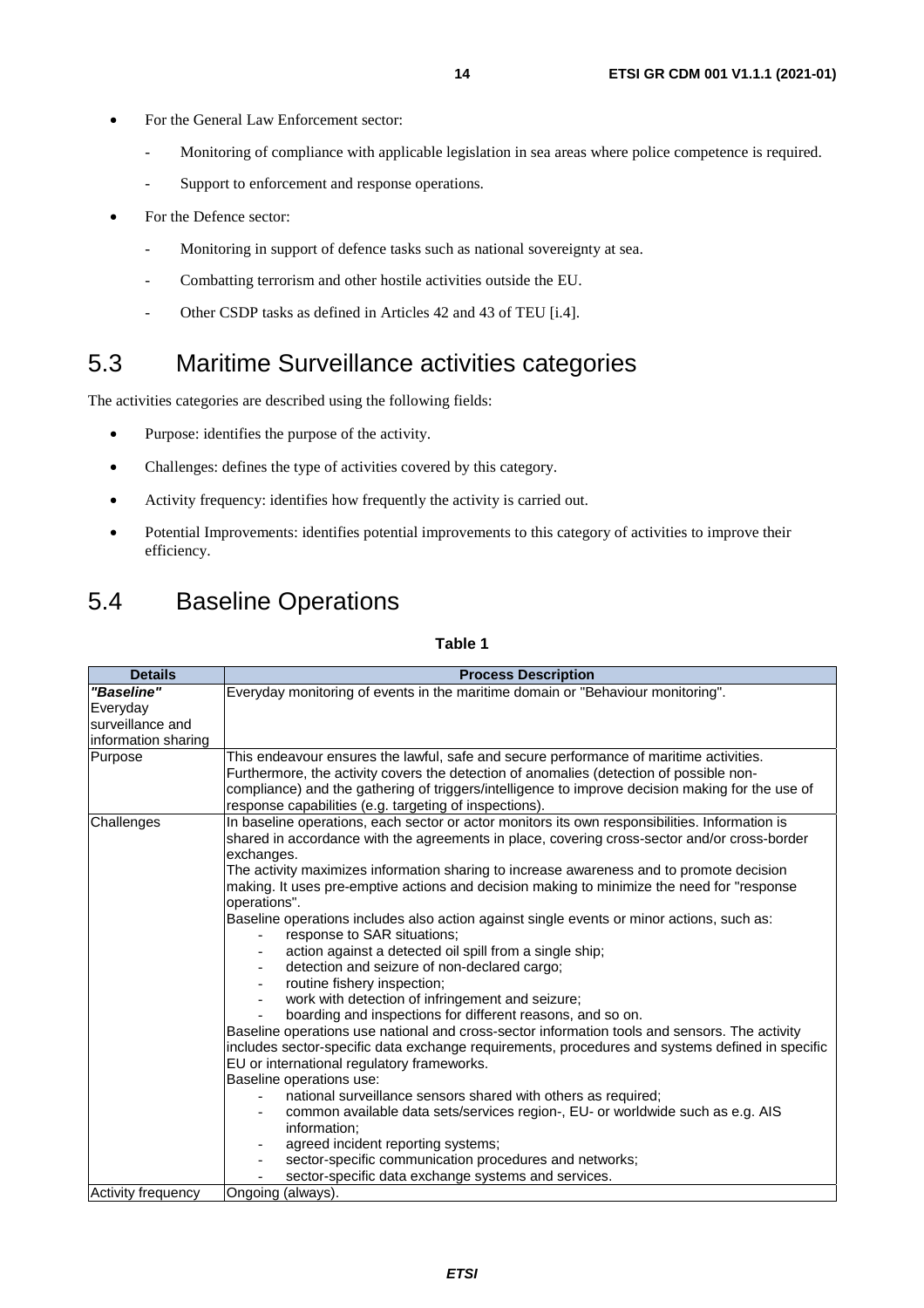- For the General Law Enforcement sector:
    - Monitoring of compliance with applicable legislation in sea areas where police competence is required.
    - Support to enforcement and response operations.
- For the Defence sector:
    - Monitoring in support of defence tasks such as national sovereignty at sea.
    - Combatting terrorism and other hostile activities outside the EU.
    - Other CSDP tasks as defined in Articles 42 and 43 of TEU [i.4].

## 5.3 Maritime Surveillance activities categories

The activities categories are described using the following fields:

- Purpose: identifies the purpose of the activity.
- Challenges: defines the type of activities covered by this category.
- Activity frequency: identifies how frequently the activity is carried out.
- Potential Improvements: identifies potential improvements to this category of activities to improve their efficiency.

## 5.4 Baseline Operations

**Table 1**

| Details | Process Description |
|---|---|
| ***"Baseline"*** Everyday surveillance and information sharing | Everyday monitoring of events in the maritime domain or "Behaviour monitoring". |
| Purpose | This endeavour ensures the lawful, safe and secure performance of maritime activities. Furthermore, the activity covers the detection of anomalies (detection of possible non-compliance) and the gathering of triggers/intelligence to improve decision making for the use of response capabilities (e.g. targeting of inspections). |
| Challenges | In baseline operations, each sector or actor monitors its own responsibilities. Information is shared in accordance with the agreements in place, covering cross-sector and/or cross-border exchanges.<br>The activity maximizes information sharing to increase awareness and to promote decision making. It uses pre-emptive actions and decision making to minimize the need for "response operations".<br>Baseline operations includes also action against single events or minor actions, such as:<br>- response to SAR situations;<br>- action against a detected oil spill from a single ship;<br>- detection and seizure of non-declared cargo;<br>- routine fishery inspection;<br>- work with detection of infringement and seizure;<br>- boarding and inspections for different reasons, and so on.<br>Baseline operations use national and cross-sector information tools and sensors. The activity includes sector-specific data exchange requirements, procedures and systems defined in specific EU or international regulatory frameworks.<br>Baseline operations use:<br>- national surveillance sensors shared with others as required;<br>- common available data sets/services region-, EU- or worldwide such as e.g. AIS information;<br>- agreed incident reporting systems;<br>- sector-specific communication procedures and networks;<br>- sector-specific data exchange systems and services. |
| Activity frequency | Ongoing (always). |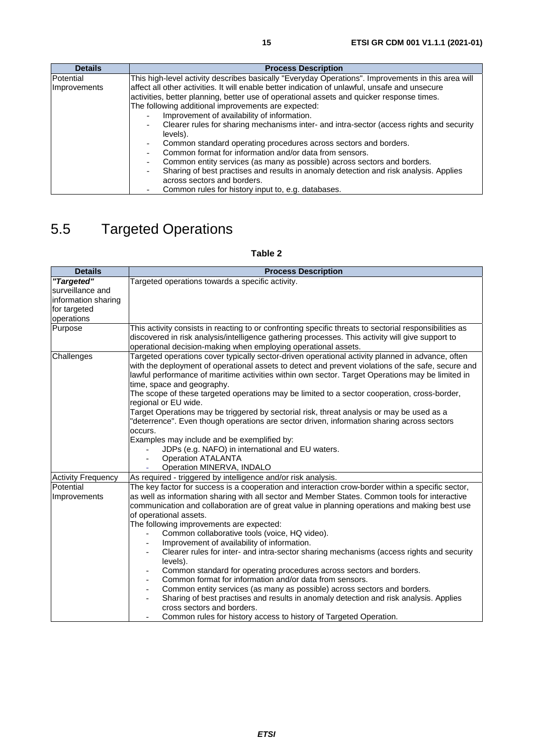| Details | Process Description |
| --- | --- |
| Potential Improvements | This high-level activity describes basically "Everyday Operations". Improvements in this area will affect all other activities. It will enable better indication of unlawful, unsafe and unsecure activities, better planning, better use of operational assets and quicker response times.<br>The following additional improvements are expected:<br>- Improvement of availability of information.<br>- Clearer rules for sharing mechanisms inter- and intra-sector (access rights and security levels).<br>- Common standard operating procedures across sectors and borders.<br>- Common format for information and/or data from sensors.<br>- Common entity services (as many as possible) across sectors and borders.<br>- Sharing of best practises and results in anomaly detection and risk analysis. Applies across sectors and borders.<br>- Common rules for history input to, e.g. databases. |

# 5.5 Targeted Operations

**Table 2**

| Details | Process Description |
| --- | --- |
| ***"Targeted"*** surveillance and information sharing for targeted operations | Targeted operations towards a specific activity. |
| Purpose | This activity consists in reacting to or confronting specific threats to sectorial responsibilities as discovered in risk analysis/intelligence gathering processes. This activity will give support to operational decision-making when employing operational assets. |
| Challenges | Targeted operations cover typically sector-driven operational activity planned in advance, often with the deployment of operational assets to detect and prevent violations of the safe, secure and lawful performance of maritime activities within own sector. Target Operations may be limited in time, space and geography.<br>The scope of these targeted operations may be limited to a sector cooperation, cross-border, regional or EU wide.<br>Target Operations may be triggered by sectorial risk, threat analysis or may be used as a "deterrence". Even though operations are sector driven, information sharing across sectors occurs.<br>Examples may include and be exemplified by:<br>- JDPs (e.g. NAFO) in international and EU waters.<br>- Operation ATALANTA<br>- Operation MINERVA, INDALO |
| Activity Frequency | As required - triggered by intelligence and/or risk analysis. |
| Potential Improvements | The key factor for success is a cooperation and interaction crow-border within a specific sector, as well as information sharing with all sector and Member States. Common tools for interactive communication and collaboration are of great value in planning operations and making best use of operational assets.<br>The following improvements are expected:<br>- Common collaborative tools (voice, HQ video).<br>- Improvement of availability of information.<br>- Clearer rules for inter- and intra-sector sharing mechanisms (access rights and security levels).<br>- Common standard for operating procedures across sectors and borders.<br>- Common format for information and/or data from sensors.<br>- Common entity services (as many as possible) across sectors and borders.<br>- Sharing of best practises and results in anomaly detection and risk analysis. Applies cross sectors and borders.<br>- Common rules for history access to history of Targeted Operation. |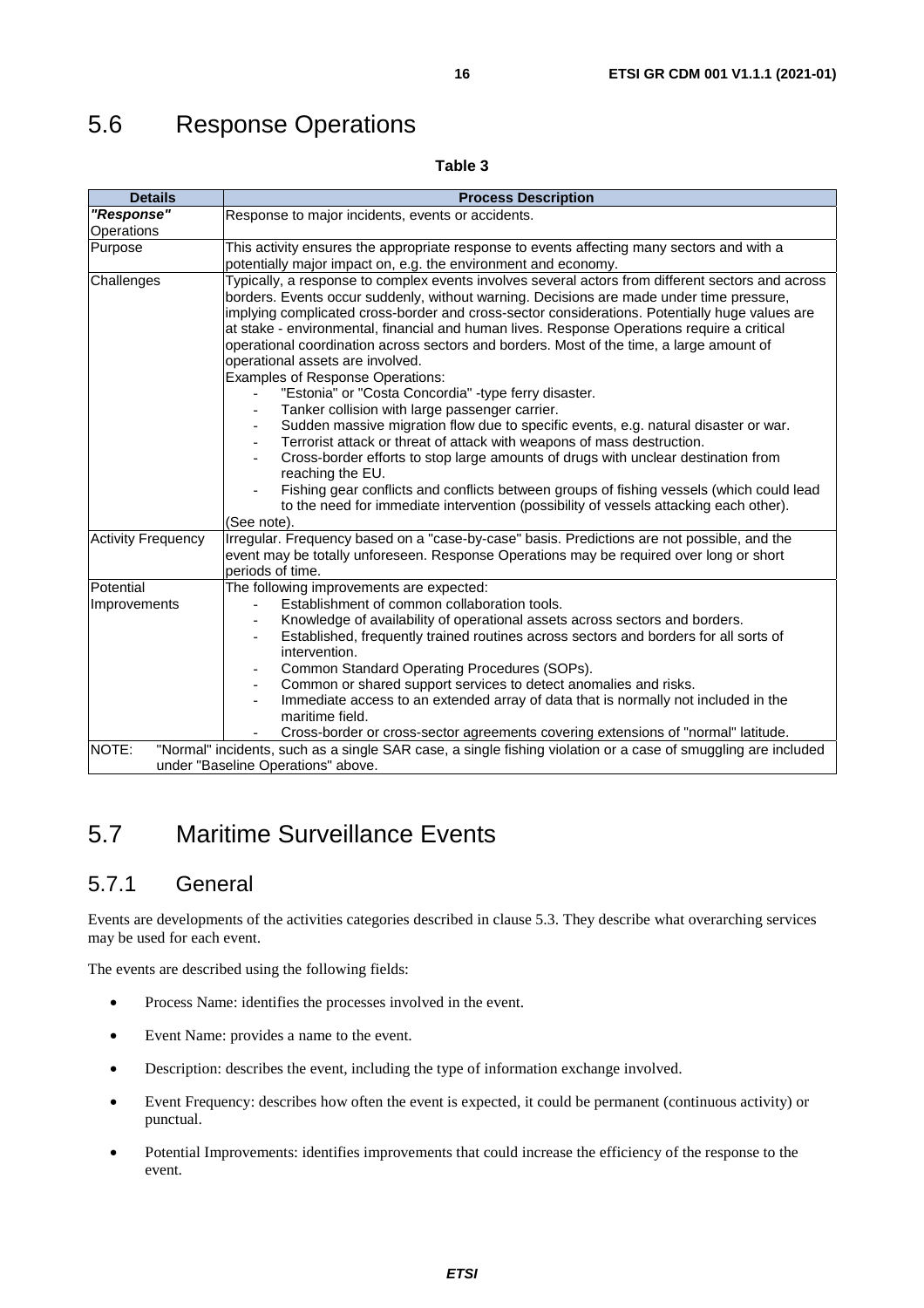## 5.6 Response Operations

**Table 3**

| Details | Process Description |
|---|---|
| ***"Response"*** Operations | Response to major incidents, events or accidents. |
| Purpose | This activity ensures the appropriate response to events affecting many sectors and with a potentially major impact on, e.g. the environment and economy. |
| Challenges | Typically, a response to complex events involves several actors from different sectors and across borders. Events occur suddenly, without warning. Decisions are made under time pressure, implying complicated cross-border and cross-sector considerations. Potentially huge values are at stake - environmental, financial and human lives. Response Operations require a critical operational coordination across sectors and borders. Most of the time, a large amount of operational assets are involved.<br>Examples of Response Operations:<br>- "Estonia" or "Costa Concordia" -type ferry disaster.<br>- Tanker collision with large passenger carrier.<br>- Sudden massive migration flow due to specific events, e.g. natural disaster or war.<br>- Terrorist attack or threat of attack with weapons of mass destruction.<br>- Cross-border efforts to stop large amounts of drugs with unclear destination from reaching the EU.<br>- Fishing gear conflicts and conflicts between groups of fishing vessels (which could lead to the need for immediate intervention (possibility of vessels attacking each other).<br>(See note). |
| Activity Frequency | Irregular. Frequency based on a "case-by-case" basis. Predictions are not possible, and the event may be totally unforeseen. Response Operations may be required over long or short periods of time. |
| Potential Improvements | The following improvements are expected:<br>- Establishment of common collaboration tools.<br>- Knowledge of availability of operational assets across sectors and borders.<br>- Established, frequently trained routines across sectors and borders for all sorts of intervention.<br>- Common Standard Operating Procedures (SOPs).<br>- Common or shared support services to detect anomalies and risks.<br>- Immediate access to an extended array of data that is normally not included in the maritime field.<br>- Cross-border or cross-sector agreements covering extensions of "normal" latitude. |
| NOTE: "Normal" incidents, such as a single SAR case, a single fishing violation or a case of smuggling are included under "Baseline Operations" above. | |

## 5.7 Maritime Surveillance Events

### 5.7.1 General

Events are developments of the activities categories described in clause 5.3. They describe what overarching services may be used for each event.

The events are described using the following fields:

- Process Name: identifies the processes involved in the event.
- Event Name: provides a name to the event.
- Description: describes the event, including the type of information exchange involved.
- Event Frequency: describes how often the event is expected, it could be permanent (continuous activity) or punctual.
- Potential Improvements: identifies improvements that could increase the efficiency of the response to the event.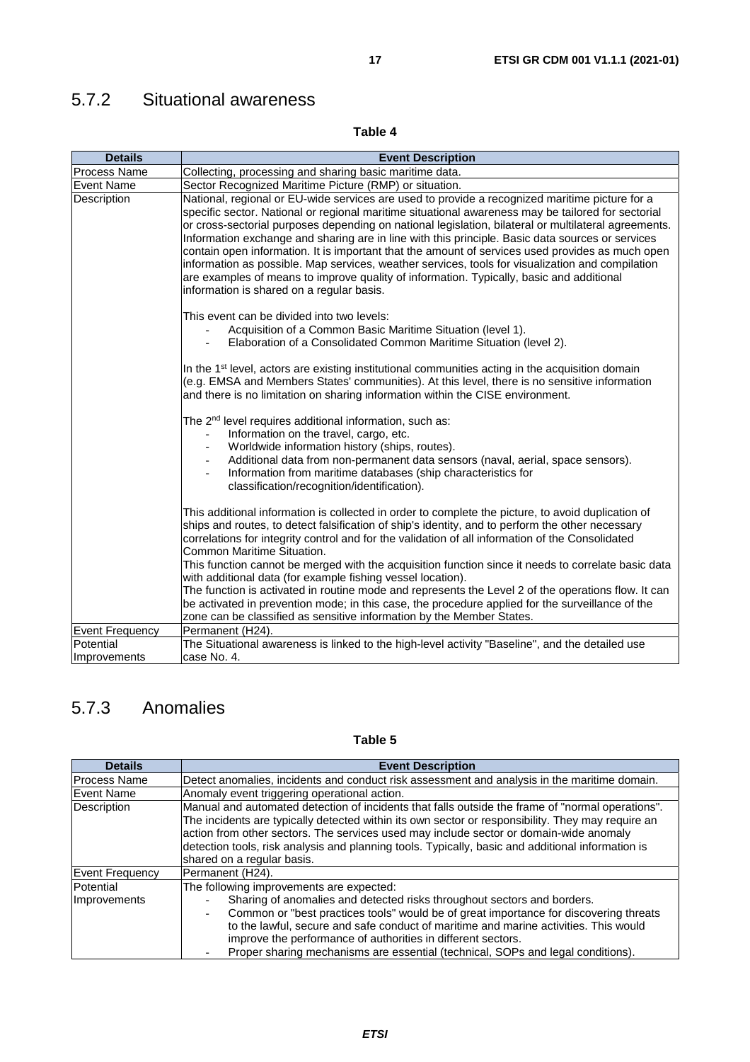### 5.7.2 Situational awareness

**Table 4**

| Details | Event Description |
|---|---|
| Process Name | Collecting, processing and sharing basic maritime data. |
| Event Name | Sector Recognized Maritime Picture (RMP) or situation. |
| Description | National, regional or EU-wide services are used to provide a recognized maritime picture for a specific sector. National or regional maritime situational awareness may be tailored for sectorial or cross-sectorial purposes depending on national legislation, bilateral or multilateral agreements. Information exchange and sharing are in line with this principle. Basic data sources or services contain open information. It is important that the amount of services used provides as much open information as possible. Map services, weather services, tools for visualization and compilation are examples of means to improve quality of information. Typically, basic and additional information is shared on a regular basis.<br><br>This event can be divided into two levels:<br>- Acquisition of a Common Basic Maritime Situation (level 1).<br>- Elaboration of a Consolidated Common Maritime Situation (level 2).<br><br>In the 1st level, actors are existing institutional communities acting in the acquisition domain (e.g. EMSA and Members States' communities). At this level, there is no sensitive information and there is no limitation on sharing information within the CISE environment.<br><br>The 2nd level requires additional information, such as:<br>- Information on the travel, cargo, etc.<br>- Worldwide information history (ships, routes).<br>- Additional data from non-permanent data sensors (naval, aerial, space sensors).<br>- Information from maritime databases (ship characteristics for classification/recognition/identification).<br><br>This additional information is collected in order to complete the picture, to avoid duplication of ships and routes, to detect falsification of ship's identity, and to perform the other necessary correlations for integrity control and for the validation of all information of the Consolidated Common Maritime Situation.<br>This function cannot be merged with the acquisition function since it needs to correlate basic data with additional data (for example fishing vessel location).<br>The function is activated in routine mode and represents the Level 2 of the operations flow. It can be activated in prevention mode; in this case, the procedure applied for the surveillance of the zone can be classified as sensitive information by the Member States. |
| Event Frequency | Permanent (H24). |
| Potential Improvements | The Situational awareness is linked to the high-level activity "Baseline", and the detailed use case No. 4. |

### 5.7.3 Anomalies

**Table 5**

| Details | Event Description |
|---|---|
| Process Name | Detect anomalies, incidents and conduct risk assessment and analysis in the maritime domain. |
| Event Name | Anomaly event triggering operational action. |
| Description | Manual and automated detection of incidents that falls outside the frame of "normal operations". The incidents are typically detected within its own sector or responsibility. They may require an action from other sectors. The services used may include sector or domain-wide anomaly detection tools, risk analysis and planning tools. Typically, basic and additional information is shared on a regular basis. |
| Event Frequency | Permanent (H24). |
| Potential Improvements | The following improvements are expected:<br>- Sharing of anomalies and detected risks throughout sectors and borders.<br>- Common or "best practices tools" would be of great importance for discovering threats to the lawful, secure and safe conduct of maritime and marine activities. This would improve the performance of authorities in different sectors.<br>- Proper sharing mechanisms are essential (technical, SOPs and legal conditions). |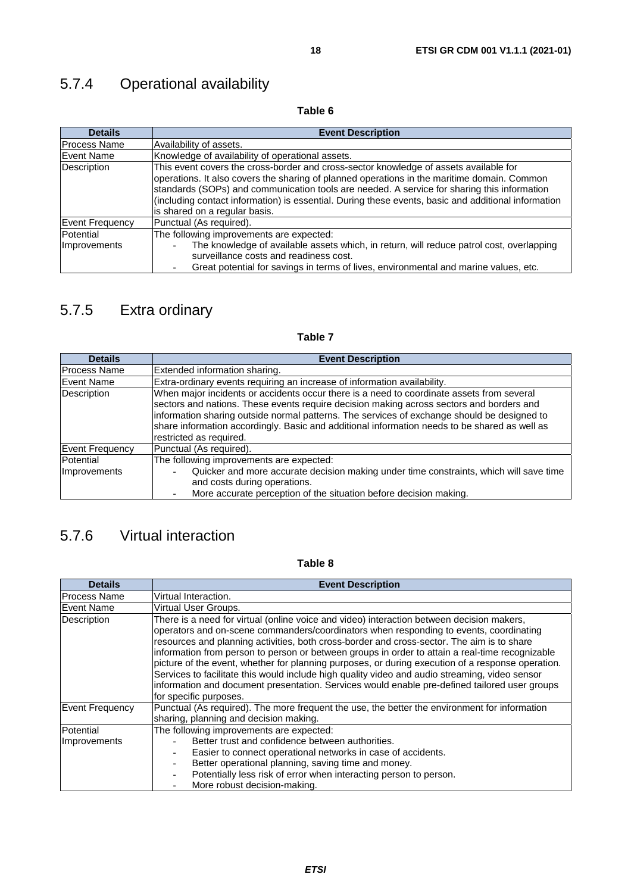### 5.7.4 Operational availability

**Table 6**

| Details | Event Description |
|---|---|
| Process Name | Availability of assets. |
| Event Name | Knowledge of availability of operational assets. |
| Description | This event covers the cross-border and cross-sector knowledge of assets available for operations. It also covers the sharing of planned operations in the maritime domain. Common standards (SOPs) and communication tools are needed. A service for sharing this information (including contact information) is essential. During these events, basic and additional information is shared on a regular basis. |
| Event Frequency | Punctual (As required). |
| Potential Improvements | The following improvements are expected:<br>- The knowledge of available assets which, in return, will reduce patrol cost, overlapping surveillance costs and readiness cost.<br>- Great potential for savings in terms of lives, environmental and marine values, etc. |

### 5.7.5 Extra ordinary

**Table 7**

| Details | Event Description |
|---|---|
| Process Name | Extended information sharing. |
| Event Name | Extra-ordinary events requiring an increase of information availability. |
| Description | When major incidents or accidents occur there is a need to coordinate assets from several sectors and nations. These events require decision making across sectors and borders and information sharing outside normal patterns. The services of exchange should be designed to share information accordingly. Basic and additional information needs to be shared as well as restricted as required. |
| Event Frequency | Punctual (As required). |
| Potential Improvements | The following improvements are expected:<br>- Quicker and more accurate decision making under time constraints, which will save time and costs during operations.<br>- More accurate perception of the situation before decision making. |

### 5.7.6 Virtual interaction

**Table 8**

| Details | Event Description |
|---|---|
| Process Name | Virtual Interaction. |
| Event Name | Virtual User Groups. |
| Description | There is a need for virtual (online voice and video) interaction between decision makers, operators and on-scene commanders/coordinators when responding to events, coordinating resources and planning activities, both cross-border and cross-sector. The aim is to share information from person to person or between groups in order to attain a real-time recognizable picture of the event, whether for planning purposes, or during execution of a response operation. Services to facilitate this would include high quality video and audio streaming, video sensor information and document presentation. Services would enable pre-defined tailored user groups for specific purposes. |
| Event Frequency | Punctual (As required). The more frequent the use, the better the environment for information sharing, planning and decision making. |
| Potential Improvements | The following improvements are expected:<br>- Better trust and confidence between authorities.<br>- Easier to connect operational networks in case of accidents.<br>- Better operational planning, saving time and money.<br>- Potentially less risk of error when interacting person to person.<br>- More robust decision-making. |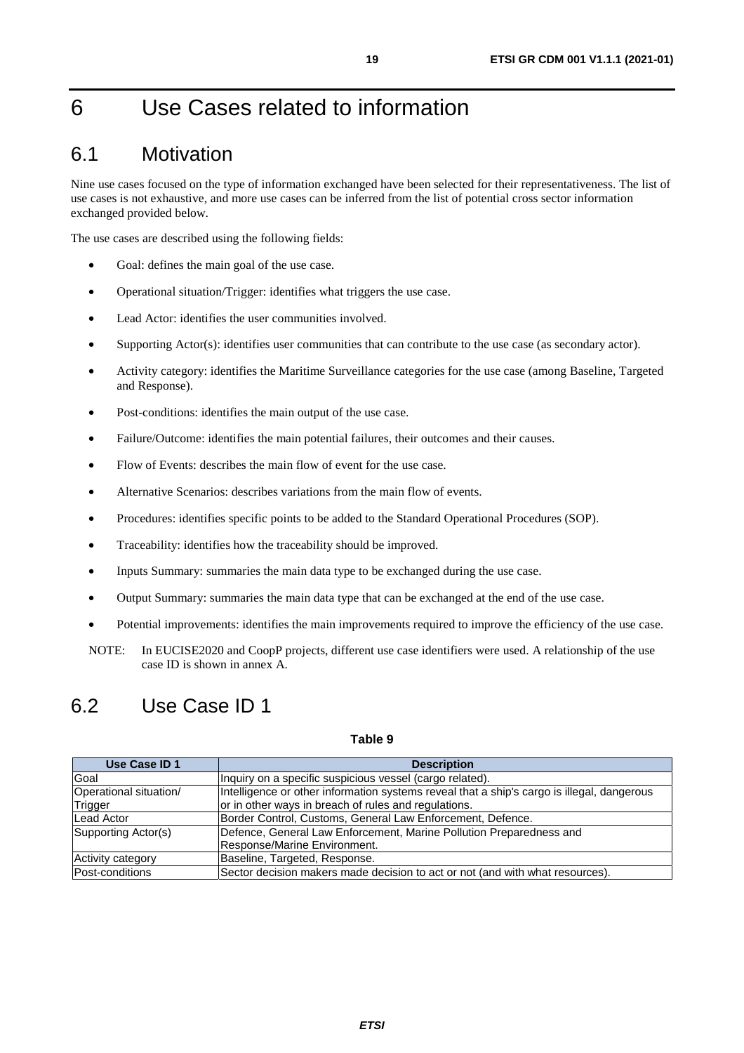# 6 Use Cases related to information

## 6.1 Motivation

Nine use cases focused on the type of information exchanged have been selected for their representativeness. The list of use cases is not exhaustive, and more use cases can be inferred from the list of potential cross sector information exchanged provided below.

The use cases are described using the following fields:

- Goal: defines the main goal of the use case.
- Operational situation/Trigger: identifies what triggers the use case.
- Lead Actor: identifies the user communities involved.
- Supporting Actor(s): identifies user communities that can contribute to the use case (as secondary actor).
- Activity category: identifies the Maritime Surveillance categories for the use case (among Baseline, Targeted and Response).
- Post-conditions: identifies the main output of the use case.
- Failure/Outcome: identifies the main potential failures, their outcomes and their causes.
- Flow of Events: describes the main flow of event for the use case.
- Alternative Scenarios: describes variations from the main flow of events.
- Procedures: identifies specific points to be added to the Standard Operational Procedures (SOP).
- Traceability: identifies how the traceability should be improved.
- Inputs Summary: summaries the main data type to be exchanged during the use case.
- Output Summary: summaries the main data type that can be exchanged at the end of the use case.
- Potential improvements: identifies the main improvements required to improve the efficiency of the use case.

NOTE: In EUCISE2020 and CoopP projects, different use case identifiers were used. A relationship of the use case ID is shown in annex A.

## 6.2 Use Case ID 1

**Table 9**

| Use Case ID 1 | Description |
|---|---|
| Goal | Inquiry on a specific suspicious vessel (cargo related). |
| Operational situation/ Trigger | Intelligence or other information systems reveal that a ship's cargo is illegal, dangerous or in other ways in breach of rules and regulations. |
| Lead Actor | Border Control, Customs, General Law Enforcement, Defence. |
| Supporting Actor(s) | Defence, General Law Enforcement, Marine Pollution Preparedness and Response/Marine Environment. |
| Activity category | Baseline, Targeted, Response. |
| Post-conditions | Sector decision makers made decision to act or not (and with what resources). |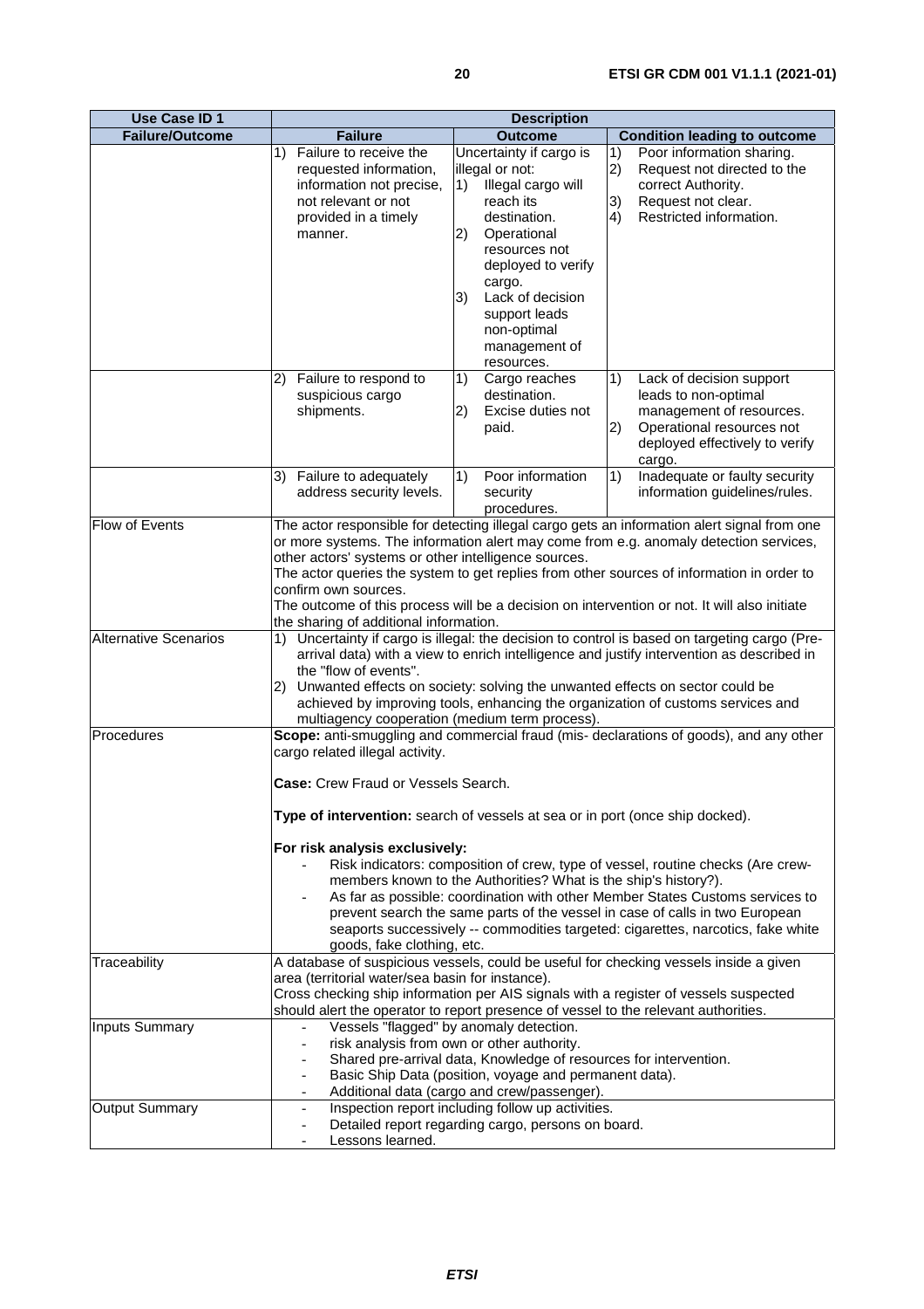| Use Case ID 1 | Description | | |
|---|---|---|---|
| **Failure/Outcome** | **Failure** | **Outcome** | **Condition leading to outcome** |
| | 1) Failure to receive the requested information, information not precise, not relevant or not provided in a timely manner. | Uncertainty if cargo is illegal or not:<br>1) Illegal cargo will reach its destination.<br>2) Operational resources not deployed to verify cargo.<br>3) Lack of decision support leads non-optimal management of resources. | 1) Poor information sharing.<br>2) Request not directed to the correct Authority.<br>3) Request not clear.<br>4) Restricted information. |
| | 2) Failure to respond to suspicious cargo shipments. | 1) Cargo reaches destination.<br>2) Excise duties not paid. | 1) Lack of decision support leads to non-optimal management of resources.<br>2) Operational resources not deployed effectively to verify cargo. |
| | 3) Failure to adequately address security levels. | 1) Poor information security procedures. | 1) Inadequate or faulty security information guidelines/rules. |
| Flow of Events | The actor responsible for detecting illegal cargo gets an information alert signal from one or more systems. The information alert may come from e.g. anomaly detection services, other actors' systems or other intelligence sources.<br>The actor queries the system to get replies from other sources of information in order to confirm own sources.<br>The outcome of this process will be a decision on intervention or not. It will also initiate the sharing of additional information. | | |
| Alternative Scenarios | 1) Uncertainty if cargo is illegal: the decision to control is based on targeting cargo (Pre-arrival data) with a view to enrich intelligence and justify intervention as described in the "flow of events".<br>2) Unwanted effects on society: solving the unwanted effects on sector could be achieved by improving tools, enhancing the organization of customs services and multiagency cooperation (medium term process). | | |
| Procedures | **Scope:** anti-smuggling and commercial fraud (mis- declarations of goods), and any other cargo related illegal activity.<br><br>**Case:** Crew Fraud or Vessels Search.<br><br>**Type of intervention:** search of vessels at sea or in port (once ship docked).<br><br>**For risk analysis exclusively:**<br>- Risk indicators: composition of crew, type of vessel, routine checks (Are crew-members known to the Authorities? What is the ship's history?).<br>- As far as possible: coordination with other Member States Customs services to prevent search the same parts of the vessel in case of calls in two European seaports successively -- commodities targeted: cigarettes, narcotics, fake white goods, fake clothing, etc. | | |
| Traceability | A database of suspicious vessels, could be useful for checking vessels inside a given area (territorial water/sea basin for instance).<br>Cross checking ship information per AIS signals with a register of vessels suspected should alert the operator to report presence of vessel to the relevant authorities. | | |
| Inputs Summary | - Vessels "flagged" by anomaly detection.<br>- risk analysis from own or other authority.<br>- Shared pre-arrival data, Knowledge of resources for intervention.<br>- Basic Ship Data (position, voyage and permanent data).<br>- Additional data (cargo and crew/passenger). | | |
| Output Summary | - Inspection report including follow up activities.<br>- Detailed report regarding cargo, persons on board.<br>- Lessons learned. | | |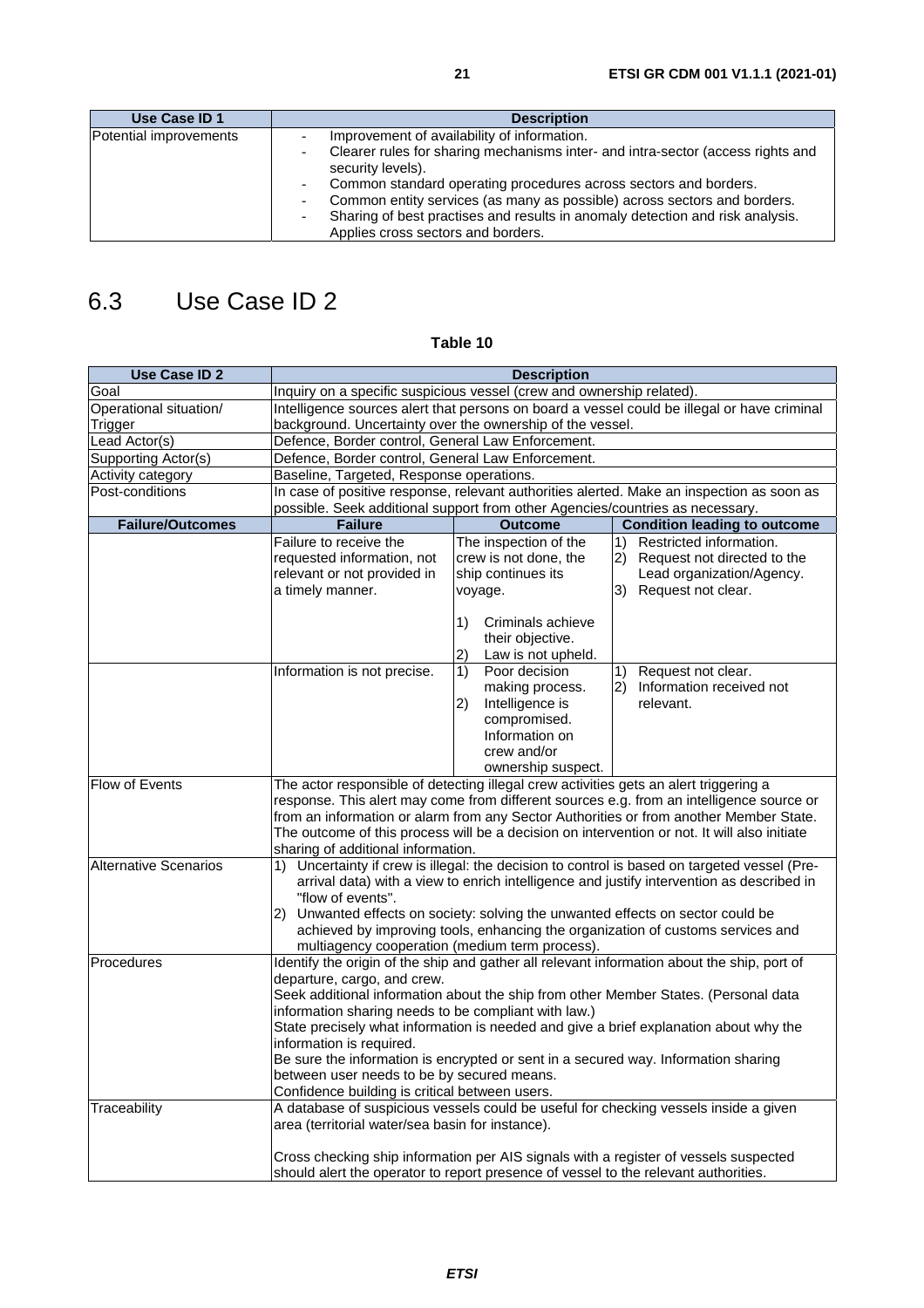| Use Case ID 1 | Description |
| --- | --- |
| Potential improvements | - Improvement of availability of information.<br>- Clearer rules for sharing mechanisms inter- and intra-sector (access rights and security levels).<br>- Common standard operating procedures across sectors and borders.<br>- Common entity services (as many as possible) across sectors and borders.<br>- Sharing of best practises and results in anomaly detection and risk analysis. Applies cross sectors and borders. |

## 6.3 Use Case ID 2

**Table 10**

| Use Case ID 2 | Description | | |
| --- | --- | --- | --- |
| Goal | Inquiry on a specific suspicious vessel (crew and ownership related). | | |
| Operational situation/ Trigger | Intelligence sources alert that persons on board a vessel could be illegal or have criminal background. Uncertainty over the ownership of the vessel. | | |
| Lead Actor(s) | Defence, Border control, General Law Enforcement. | | |
| Supporting Actor(s) | Defence, Border control, General Law Enforcement. | | |
| Activity category | Baseline, Targeted, Response operations. | | |
| Post-conditions | In case of positive response, relevant authorities alerted. Make an inspection as soon as possible. Seek additional support from other Agencies/countries as necessary. | | |
| **Failure/Outcomes** | **Failure** | **Outcome** | **Condition leading to outcome** |
| | Failure to receive the requested information, not relevant or not provided in a timely manner. | The inspection of the crew is not done, the ship continues its voyage.<br><br>1) Criminals achieve their objective.<br>2) Law is not upheld. | 1) Restricted information.<br>2) Request not directed to the Lead organization/Agency.<br>3) Request not clear. |
| | Information is not precise. | 1) Poor decision making process.<br>2) Intelligence is compromised. Information on crew and/or ownership suspect. | 1) Request not clear.<br>2) Information received not relevant. |
| Flow of Events | The actor responsible of detecting illegal crew activities gets an alert triggering a response. This alert may come from different sources e.g. from an intelligence source or from an information or alarm from any Sector Authorities or from another Member State. The outcome of this process will be a decision on intervention or not. It will also initiate sharing of additional information. | | |
| Alternative Scenarios | 1) Uncertainty if crew is illegal: the decision to control is based on targeted vessel (Pre-arrival data) with a view to enrich intelligence and justify intervention as described in "flow of events".<br>2) Unwanted effects on society: solving the unwanted effects on sector could be achieved by improving tools, enhancing the organization of customs services and multiagency cooperation (medium term process). | | |
| Procedures | Identify the origin of the ship and gather all relevant information about the ship, port of departure, cargo, and crew.<br>Seek additional information about the ship from other Member States. (Personal data information sharing needs to be compliant with law.)<br>State precisely what information is needed and give a brief explanation about why the information is required.<br>Be sure the information is encrypted or sent in a secured way. Information sharing between user needs to be by secured means.<br>Confidence building is critical between users. | | |
| Traceability | A database of suspicious vessels could be useful for checking vessels inside a given area (territorial water/sea basin for instance).<br><br>Cross checking ship information per AIS signals with a register of vessels suspected should alert the operator to report presence of vessel to the relevant authorities. | | |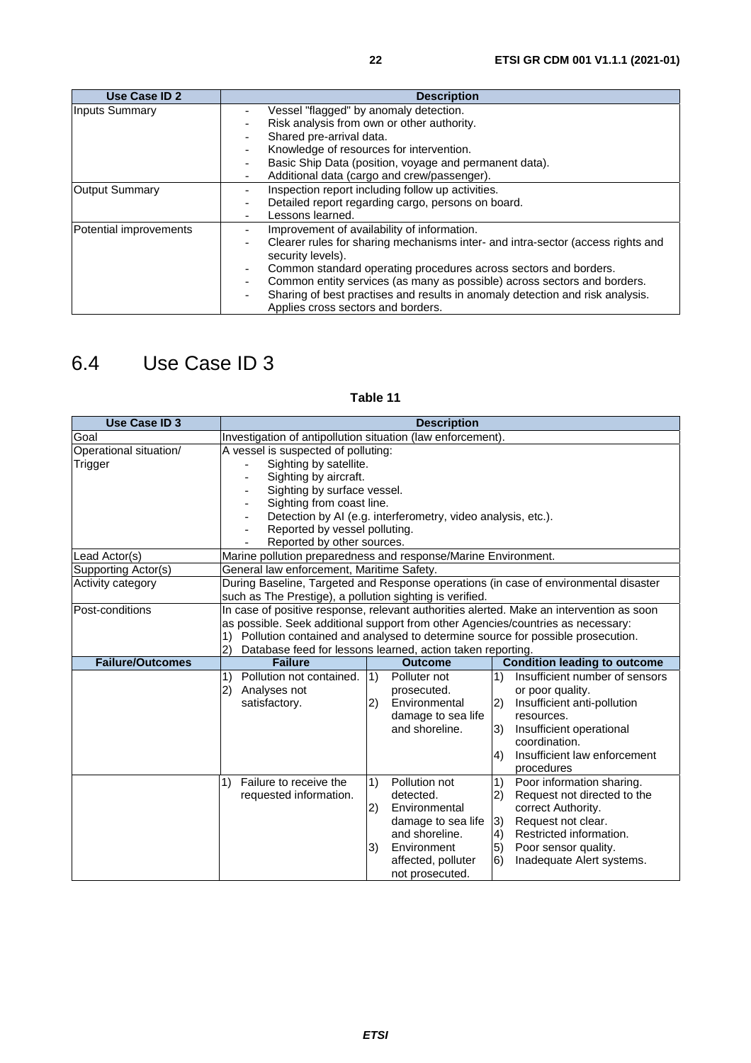| Use Case ID 2 | Description |
|---|---|
| Inputs Summary | - Vessel "flagged" by anomaly detection.<br>- Risk analysis from own or other authority.<br>- Shared pre-arrival data.<br>- Knowledge of resources for intervention.<br>- Basic Ship Data (position, voyage and permanent data).<br>- Additional data (cargo and crew/passenger). |
| Output Summary | - Inspection report including follow up activities.<br>- Detailed report regarding cargo, persons on board.<br>- Lessons learned. |
| Potential improvements | - Improvement of availability of information.<br>- Clearer rules for sharing mechanisms inter- and intra-sector (access rights and security levels).<br>- Common standard operating procedures across sectors and borders.<br>- Common entity services (as many as possible) across sectors and borders.<br>- Sharing of best practises and results in anomaly detection and risk analysis. Applies cross sectors and borders. |

## 6.4 Use Case ID 3

**Table 11**

| Use Case ID 3 | Description | | |
|---|---|---|---|
| Goal | Investigation of antipollution situation (law enforcement). | | |
| Operational situation/ Trigger | A vessel is suspected of polluting:<br>- Sighting by satellite.<br>- Sighting by aircraft.<br>- Sighting by surface vessel.<br>- Sighting from coast line.<br>- Detection by AI (e.g. interferometry, video analysis, etc.).<br>- Reported by vessel polluting.<br>- Reported by other sources. | | |
| Lead Actor(s) | Marine pollution preparedness and response/Marine Environment. | | |
| Supporting Actor(s) | General law enforcement, Maritime Safety. | | |
| Activity category | During Baseline, Targeted and Response operations (in case of environmental disaster such as The Prestige), a pollution sighting is verified. | | |
| Post-conditions | In case of positive response, relevant authorities alerted. Make an intervention as soon as possible. Seek additional support from other Agencies/countries as necessary:<br>1) Pollution contained and analysed to determine source for possible prosecution.<br>2) Database feed for lessons learned, action taken reporting. | | |
| **Failure/Outcomes** | **Failure** | **Outcome** | **Condition leading to outcome** |
| | 1) Pollution not contained.<br>2) Analyses not satisfactory. | 1) Polluter not prosecuted.<br>2) Environmental damage to sea life and shoreline. | 1) Insufficient number of sensors or poor quality.<br>2) Insufficient anti-pollution resources.<br>3) Insufficient operational coordination.<br>4) Insufficient law enforcement procedures |
| | 1) Failure to receive the requested information. | 1) Pollution not detected.<br>2) Environmental damage to sea life and shoreline.<br>3) Environment affected, polluter not prosecuted. | 1) Poor information sharing.<br>2) Request not directed to the correct Authority.<br>3) Request not clear.<br>4) Restricted information.<br>5) Poor sensor quality.<br>6) Inadequate Alert systems. |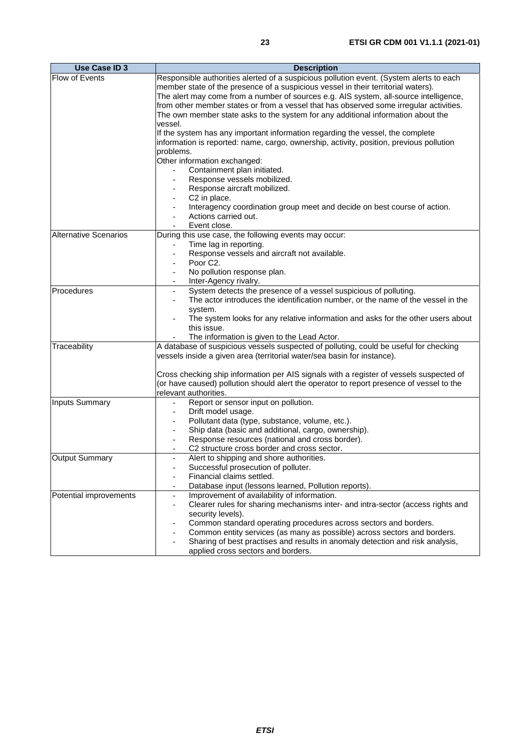| Use Case ID 3 | Description |
|---|---|
| Flow of Events | Responsible authorities alerted of a suspicious pollution event. (System alerts to each member state of the presence of a suspicious vessel in their territorial waters).<br>The alert may come from a number of sources e.g. AIS system, all-source intelligence, from other member states or from a vessel that has observed some irregular activities.<br>The own member state asks to the system for any additional information about the vessel.<br>If the system has any important information regarding the vessel, the complete information is reported: name, cargo, ownership, activity, position, previous pollution problems.<br>Other information exchanged:<br>- Containment plan initiated.<br>- Response vessels mobilized.<br>- Response aircraft mobilized.<br>- C2 in place.<br>- Interagency coordination group meet and decide on best course of action.<br>- Actions carried out.<br>- Event close. |
| Alternative Scenarios | During this use case, the following events may occur:<br>- Time lag in reporting.<br>- Response vessels and aircraft not available.<br>- Poor C2.<br>- No pollution response plan.<br>- Inter-Agency rivalry. |
| Procedures | - System detects the presence of a vessel suspicious of polluting.<br>- The actor introduces the identification number, or the name of the vessel in the system.<br>- The system looks for any relative information and asks for the other users about this issue.<br>- The information is given to the Lead Actor. |
| Traceability | A database of suspicious vessels suspected of polluting, could be useful for checking vessels inside a given area (territorial water/sea basin for instance).<br><br>Cross checking ship information per AIS signals with a register of vessels suspected of (or have caused) pollution should alert the operator to report presence of vessel to the relevant authorities. |
| Inputs Summary | - Report or sensor input on pollution.<br>- Drift model usage.<br>- Pollutant data (type, substance, volume, etc.).<br>- Ship data (basic and additional, cargo, ownership).<br>- Response resources (national and cross border).<br>- C2 structure cross border and cross sector. |
| Output Summary | - Alert to shipping and shore authorities.<br>- Successful prosecution of polluter.<br>- Financial claims settled.<br>- Database input (lessons learned, Pollution reports). |
| Potential improvements | - Improvement of availability of information.<br>- Clearer rules for sharing mechanisms inter- and intra-sector (access rights and security levels).<br>- Common standard operating procedures across sectors and borders.<br>- Common entity services (as many as possible) across sectors and borders.<br>- Sharing of best practises and results in anomaly detection and risk analysis, applied cross sectors and borders. |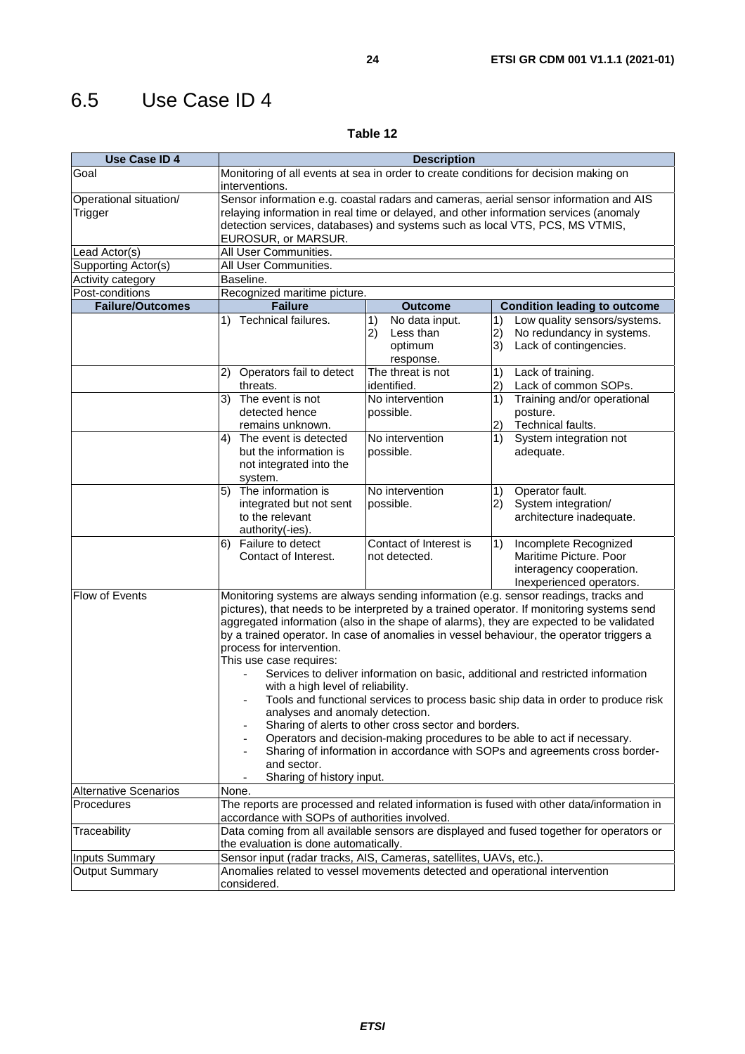## 6.5 Use Case ID 4

**Table 12**

| Use Case ID 4 | Description | | |
|---|---|---|---|
| Goal | Monitoring of all events at sea in order to create conditions for decision making on interventions. | | |
| Operational situation/ Trigger | Sensor information e.g. coastal radars and cameras, aerial sensor information and AIS relaying information in real time or delayed, and other information services (anomaly detection services, databases) and systems such as local VTS, PCS, MS VTMIS, EUROSUR, or MARSUR. | | |
| Lead Actor(s) | All User Communities. | | |
| Supporting Actor(s) | All User Communities. | | |
| Activity category | Baseline. | | |
| Post-conditions | Recognized maritime picture. | | |
| **Failure/Outcomes** | **Failure** | **Outcome** | **Condition leading to outcome** |
| | 1) Technical failures. | 1) No data input.<br>2) Less than optimum response. | 1) Low quality sensors/systems.<br>2) No redundancy in systems.<br>3) Lack of contingencies. |
| | 2) Operators fail to detect threats. | The threat is not identified. | 1) Lack of training.<br>2) Lack of common SOPs. |
| | 3) The event is not detected hence remains unknown. | No intervention possible. | 1) Training and/or operational posture.<br>2) Technical faults. |
| | 4) The event is detected but the information is not integrated into the system. | No intervention possible. | 1) System integration not adequate. |
| | 5) The information is integrated but not sent to the relevant authority(-ies). | No intervention possible. | 1) Operator fault.<br>2) System integration/ architecture inadequate. |
| | 6) Failure to detect Contact of Interest. | Contact of Interest is not detected. | 1) Incomplete Recognized Maritime Picture. Poor interagency cooperation. Inexperienced operators. |
| Flow of Events | Monitoring systems are always sending information (e.g. sensor readings, tracks and pictures), that needs to be interpreted by a trained operator. If monitoring systems send aggregated information (also in the shape of alarms), they are expected to be validated by a trained operator. In case of anomalies in vessel behaviour, the operator triggers a process for intervention.<br>This use case requires:<br>- Services to deliver information on basic, additional and restricted information with a high level of reliability.<br>- Tools and functional services to process basic ship data in order to produce risk analyses and anomaly detection.<br>- Sharing of alerts to other cross sector and borders.<br>- Operators and decision-making procedures to be able to act if necessary.<br>- Sharing of information in accordance with SOPs and agreements cross border-and sector.<br>- Sharing of history input. | | |
| Alternative Scenarios | None. | | |
| Procedures | The reports are processed and related information is fused with other data/information in accordance with SOPs of authorities involved. | | |
| Traceability | Data coming from all available sensors are displayed and fused together for operators or the evaluation is done automatically. | | |
| Inputs Summary | Sensor input (radar tracks, AIS, Cameras, satellites, UAVs, etc.). | | |
| Output Summary | Anomalies related to vessel movements detected and operational intervention considered. | | |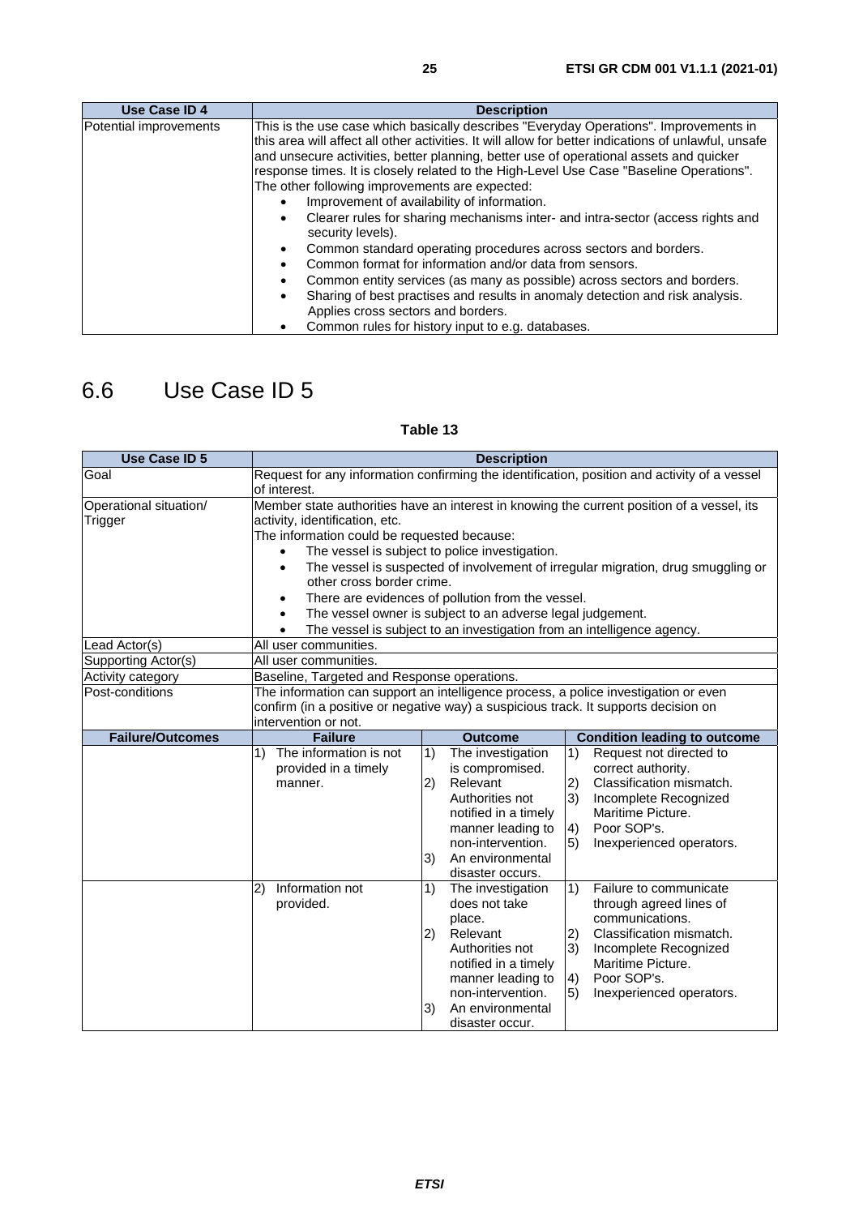| Use Case ID 4 | Description |
|---|---|
| Potential improvements | This is the use case which basically describes "Everyday Operations". Improvements in this area will affect all other activities. It will allow for better indications of unlawful, unsafe and unsecure activities, better planning, better use of operational assets and quicker response times. It is closely related to the High-Level Use Case "Baseline Operations". The other following improvements are expected:<br>• Improvement of availability of information.<br>• Clearer rules for sharing mechanisms inter- and intra-sector (access rights and security levels).<br>• Common standard operating procedures across sectors and borders.<br>• Common format for information and/or data from sensors.<br>• Common entity services (as many as possible) across sectors and borders.<br>• Sharing of best practises and results in anomaly detection and risk analysis. Applies cross sectors and borders.<br>• Common rules for history input to e.g. databases. |

## 6.6 Use Case ID 5

**Table 13**

| Use Case ID 5 | Description | | |
|---|---|---|---|
| Goal | Request for any information confirming the identification, position and activity of a vessel of interest. | | |
| Operational situation/ Trigger | Member state authorities have an interest in knowing the current position of a vessel, its activity, identification, etc.<br>The information could be requested because:<br>• The vessel is subject to police investigation.<br>• The vessel is suspected of involvement of irregular migration, drug smuggling or other cross border crime.<br>• There are evidences of pollution from the vessel.<br>• The vessel owner is subject to an adverse legal judgement.<br>• The vessel is subject to an investigation from an intelligence agency. | | |
| Lead Actor(s) | All user communities. | | |
| Supporting Actor(s) | All user communities. | | |
| Activity category | Baseline, Targeted and Response operations. | | |
| Post-conditions | The information can support an intelligence process, a police investigation or even confirm (in a positive or negative way) a suspicious track. It supports decision on intervention or not. | | |
| **Failure/Outcomes** | **Failure** | **Outcome** | **Condition leading to outcome** |
| | 1) The information is not provided in a timely manner. | 1) The investigation is compromised.<br>2) Relevant Authorities not notified in a timely manner leading to non-intervention.<br>3) An environmental disaster occurs. | 1) Request not directed to correct authority.<br>2) Classification mismatch.<br>3) Incomplete Recognized Maritime Picture.<br>4) Poor SOP's.<br>5) Inexperienced operators. |
| | 2) Information not provided. | 1) The investigation does not take place.<br>2) Relevant Authorities not notified in a timely manner leading to non-intervention.<br>3) An environmental disaster occur. | 1) Failure to communicate through agreed lines of communications.<br>2) Classification mismatch.<br>3) Incomplete Recognized Maritime Picture.<br>4) Poor SOP's.<br>5) Inexperienced operators. |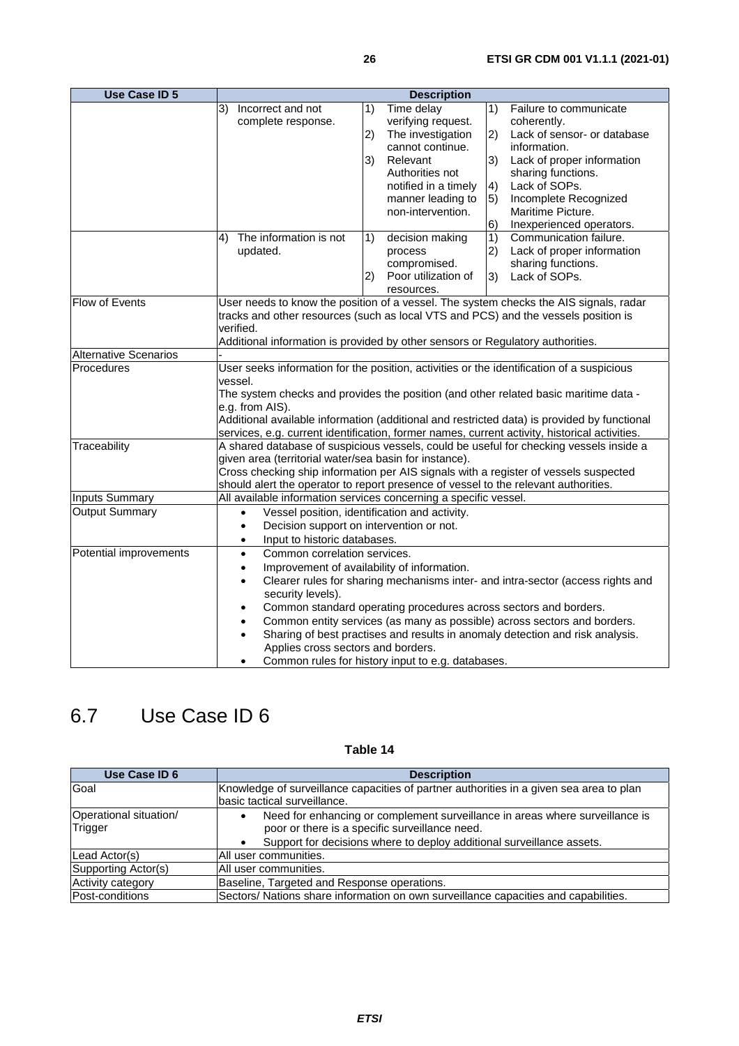| Use Case ID 5 | Description | | |
|---|---|---|---|
| | 3) Incorrect and not complete response. | 1) Time delay verifying request.<br>2) The investigation cannot continue.<br>3) Relevant Authorities not notified in a timely manner leading to non-intervention. | 1) Failure to communicate coherently.<br>2) Lack of sensor- or database information.<br>3) Lack of proper information sharing functions.<br>4) Lack of SOPs.<br>5) Incomplete Recognized Maritime Picture.<br>6) Inexperienced operators. |
| | 4) The information is not updated. | 1) decision making process compromised.<br>2) Poor utilization of resources. | 1) Communication failure.<br>2) Lack of proper information sharing functions.<br>3) Lack of SOPs. |
| Flow of Events | User needs to know the position of a vessel. The system checks the AIS signals, radar tracks and other resources (such as local VTS and PCS) and the vessels position is verified.<br>Additional information is provided by other sensors or Regulatory authorities. | | |
| Alternative Scenarios | - | | |
| Procedures | User seeks information for the position, activities or the identification of a suspicious vessel.<br>The system checks and provides the position (and other related basic maritime data - e.g. from AIS).<br>Additional available information (additional and restricted data) is provided by functional services, e.g. current identification, former names, current activity, historical activities. | | |
| Traceability | A shared database of suspicious vessels, could be useful for checking vessels inside a given area (territorial water/sea basin for instance).<br>Cross checking ship information per AIS signals with a register of vessels suspected should alert the operator to report presence of vessel to the relevant authorities. | | |
| Inputs Summary | All available information services concerning a specific vessel. | | |
| Output Summary | • Vessel position, identification and activity.<br>• Decision support on intervention or not.<br>• Input to historic databases. | | |
| Potential improvements | • Common correlation services.<br>• Improvement of availability of information.<br>• Clearer rules for sharing mechanisms inter- and intra-sector (access rights and security levels).<br>• Common standard operating procedures across sectors and borders.<br>• Common entity services (as many as possible) across sectors and borders.<br>• Sharing of best practises and results in anomaly detection and risk analysis. Applies cross sectors and borders.<br>• Common rules for history input to e.g. databases. | | |

## 6.7 Use Case ID 6

**Table 14**

| Use Case ID 6 | Description |
|---|---|
| Goal | Knowledge of surveillance capacities of partner authorities in a given sea area to plan basic tactical surveillance. |
| Operational situation/ Trigger | • Need for enhancing or complement surveillance in areas where surveillance is poor or there is a specific surveillance need.<br>• Support for decisions where to deploy additional surveillance assets. |
| Lead Actor(s) | All user communities. |
| Supporting Actor(s) | All user communities. |
| Activity category | Baseline, Targeted and Response operations. |
| Post-conditions | Sectors/ Nations share information on own surveillance capacities and capabilities. |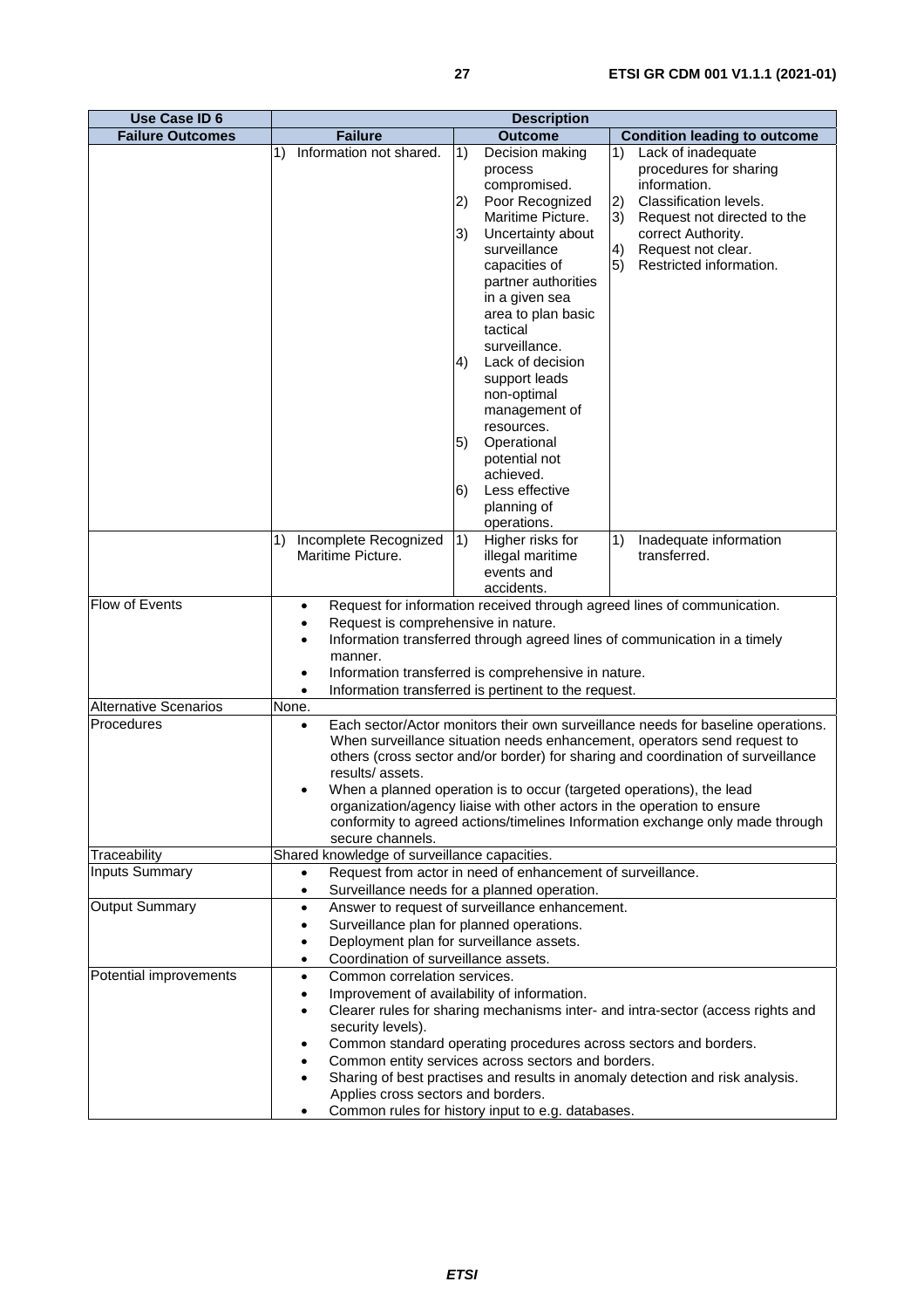| Use Case ID 6 | Description | | |
|---|---|---|---|
| **Failure Outcomes** | **Failure** | **Outcome** | **Condition leading to outcome** |
| | 1) Information not shared. | 1) Decision making process compromised.<br>2) Poor Recognized Maritime Picture.<br>3) Uncertainty about surveillance capacities of partner authorities in a given sea area to plan basic tactical surveillance.<br>4) Lack of decision support leads non-optimal management of resources.<br>5) Operational potential not achieved.<br>6) Less effective planning of operations. | 1) Lack of inadequate procedures for sharing information.<br>2) Classification levels.<br>3) Request not directed to the correct Authority.<br>4) Request not clear.<br>5) Restricted information. |
| | 1) Incomplete Recognized Maritime Picture. | 1) Higher risks for illegal maritime events and accidents. | 1) Inadequate information transferred. |
| Flow of Events | • Request for information received through agreed lines of communication.<br>• Request is comprehensive in nature.<br>• Information transferred through agreed lines of communication in a timely manner.<br>• Information transferred is comprehensive in nature.<br>• Information transferred is pertinent to the request. | | |
| Alternative Scenarios | None. | | |
| Procedures | • Each sector/Actor monitors their own surveillance needs for baseline operations. When surveillance situation needs enhancement, operators send request to others (cross sector and/or border) for sharing and coordination of surveillance results/ assets.<br>• When a planned operation is to occur (targeted operations), the lead organization/agency liaise with other actors in the operation to ensure conformity to agreed actions/timelines Information exchange only made through secure channels. | | |
| Traceability | Shared knowledge of surveillance capacities. | | |
| Inputs Summary | • Request from actor in need of enhancement of surveillance.<br>• Surveillance needs for a planned operation. | | |
| Output Summary | • Answer to request of surveillance enhancement.<br>• Surveillance plan for planned operations.<br>• Deployment plan for surveillance assets.<br>• Coordination of surveillance assets. | | |
| Potential improvements | • Common correlation services.<br>• Improvement of availability of information.<br>• Clearer rules for sharing mechanisms inter- and intra-sector (access rights and security levels).<br>• Common standard operating procedures across sectors and borders.<br>• Common entity services across sectors and borders.<br>• Sharing of best practises and results in anomaly detection and risk analysis. Applies cross sectors and borders.<br>• Common rules for history input to e.g. databases. | | |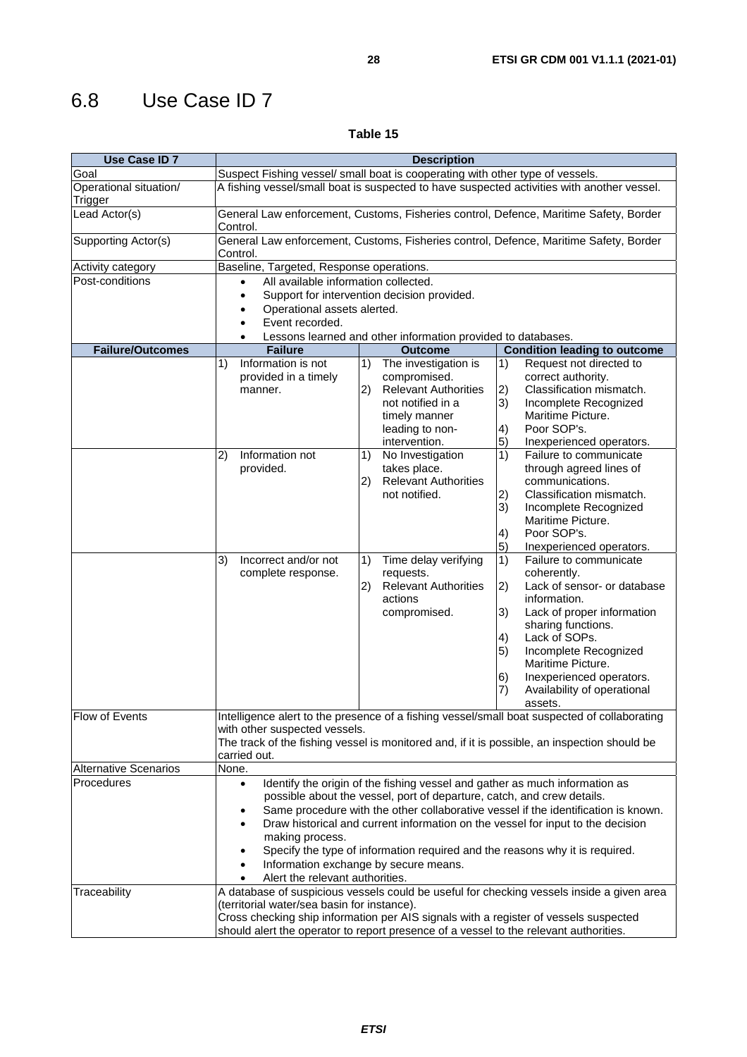## 6.8 Use Case ID 7

**Table 15**

| Use Case ID 7 | Description | | |
|---|---|---|---|
| Goal | Suspect Fishing vessel/ small boat is cooperating with other type of vessels. | | |
| Operational situation/ Trigger | A fishing vessel/small boat is suspected to have suspected activities with another vessel. | | |
| Lead Actor(s) | General Law enforcement, Customs, Fisheries control, Defence, Maritime Safety, Border Control. | | |
| Supporting Actor(s) | General Law enforcement, Customs, Fisheries control, Defence, Maritime Safety, Border Control. | | |
| Activity category | Baseline, Targeted, Response operations. | | |
| Post-conditions | • All available information collected.<br>• Support for intervention decision provided.<br>• Operational assets alerted.<br>• Event recorded.<br>• Lessons learned and other information provided to databases. | | |
| **Failure/Outcomes** | **Failure** | **Outcome** | **Condition leading to outcome** |
| | 1) Information is not provided in a timely manner. | 1) The investigation is compromised.<br>2) Relevant Authorities not notified in a timely manner leading to non-intervention. | 1) Request not directed to correct authority.<br>2) Classification mismatch.<br>3) Incomplete Recognized Maritime Picture.<br>4) Poor SOP's.<br>5) Inexperienced operators. |
| | 2) Information not provided. | 1) No Investigation takes place.<br>2) Relevant Authorities not notified. | 1) Failure to communicate through agreed lines of communications.<br>2) Classification mismatch.<br>3) Incomplete Recognized Maritime Picture.<br>4) Poor SOP's.<br>5) Inexperienced operators. |
| | 3) Incorrect and/or not complete response. | 1) Time delay verifying requests.<br>2) Relevant Authorities actions compromised. | 1) Failure to communicate coherently.<br>2) Lack of sensor- or database information.<br>3) Lack of proper information sharing functions.<br>4) Lack of SOPs.<br>5) Incomplete Recognized Maritime Picture.<br>6) Inexperienced operators.<br>7) Availability of operational assets. |
| Flow of Events | Intelligence alert to the presence of a fishing vessel/small boat suspected of collaborating with other suspected vessels.<br>The track of the fishing vessel is monitored and, if it is possible, an inspection should be carried out. | | |
| Alternative Scenarios | None. | | |
| Procedures | • Identify the origin of the fishing vessel and gather as much information as possible about the vessel, port of departure, catch, and crew details.<br>• Same procedure with the other collaborative vessel if the identification is known.<br>• Draw historical and current information on the vessel for input to the decision making process.<br>• Specify the type of information required and the reasons why it is required.<br>• Information exchange by secure means.<br>• Alert the relevant authorities. | | |
| Traceability | A database of suspicious vessels could be useful for checking vessels inside a given area (territorial water/sea basin for instance).<br>Cross checking ship information per AIS signals with a register of vessels suspected should alert the operator to report presence of a vessel to the relevant authorities. | | |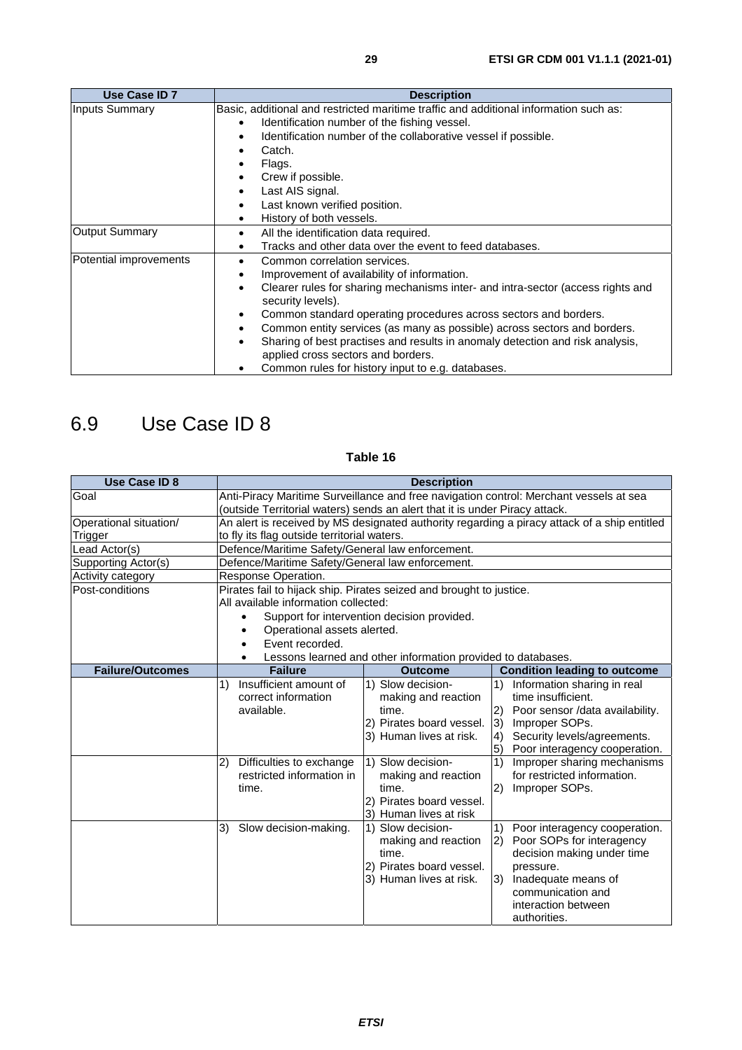| Use Case ID 7 | Description |
| --- | --- |
| Inputs Summary | Basic, additional and restricted maritime traffic and additional information such as:<br>• Identification number of the fishing vessel.<br>• Identification number of the collaborative vessel if possible.<br>• Catch.<br>• Flags.<br>• Crew if possible.<br>• Last AIS signal.<br>• Last known verified position.<br>• History of both vessels. |
| Output Summary | • All the identification data required.<br>• Tracks and other data over the event to feed databases. |
| Potential improvements | • Common correlation services.<br>• Improvement of availability of information.<br>• Clearer rules for sharing mechanisms inter- and intra-sector (access rights and security levels).<br>• Common standard operating procedures across sectors and borders.<br>• Common entity services (as many as possible) across sectors and borders.<br>• Sharing of best practises and results in anomaly detection and risk analysis, applied cross sectors and borders.<br>• Common rules for history input to e.g. databases. |

# 6.9 Use Case ID 8

**Table 16**

| Use Case ID 8 | Description | | |
| --- | --- | --- | --- |
| Goal | Anti-Piracy Maritime Surveillance and free navigation control: Merchant vessels at sea (outside Territorial waters) sends an alert that it is under Piracy attack. | | |
| Operational situation/ Trigger | An alert is received by MS designated authority regarding a piracy attack of a ship entitled to fly its flag outside territorial waters. | | |
| Lead Actor(s) | Defence/Maritime Safety/General law enforcement. | | |
| Supporting Actor(s) | Defence/Maritime Safety/General law enforcement. | | |
| Activity category | Response Operation. | | |
| Post-conditions | Pirates fail to hijack ship. Pirates seized and brought to justice.<br>All available information collected:<br>• Support for intervention decision provided.<br>• Operational assets alerted.<br>• Event recorded.<br>• Lessons learned and other information provided to databases. | | |
| **Failure/Outcomes** | **Failure** | **Outcome** | **Condition leading to outcome** |
| | 1) Insufficient amount of correct information available. | 1) Slow decision-making and reaction time.<br>2) Pirates board vessel.<br>3) Human lives at risk. | 1) Information sharing in real time insufficient.<br>2) Poor sensor /data availability.<br>3) Improper SOPs.<br>4) Security levels/agreements.<br>5) Poor interagency cooperation. |
| | 2) Difficulties to exchange restricted information in time. | 1) Slow decision-making and reaction time.<br>2) Pirates board vessel.<br>3) Human lives at risk | 1) Improper sharing mechanisms for restricted information.<br>2) Improper SOPs. |
| | 3) Slow decision-making. | 1) Slow decision-making and reaction time.<br>2) Pirates board vessel.<br>3) Human lives at risk. | 1) Poor interagency cooperation.<br>2) Poor SOPs for interagency decision making under time pressure.<br>3) Inadequate means of communication and interaction between authorities. |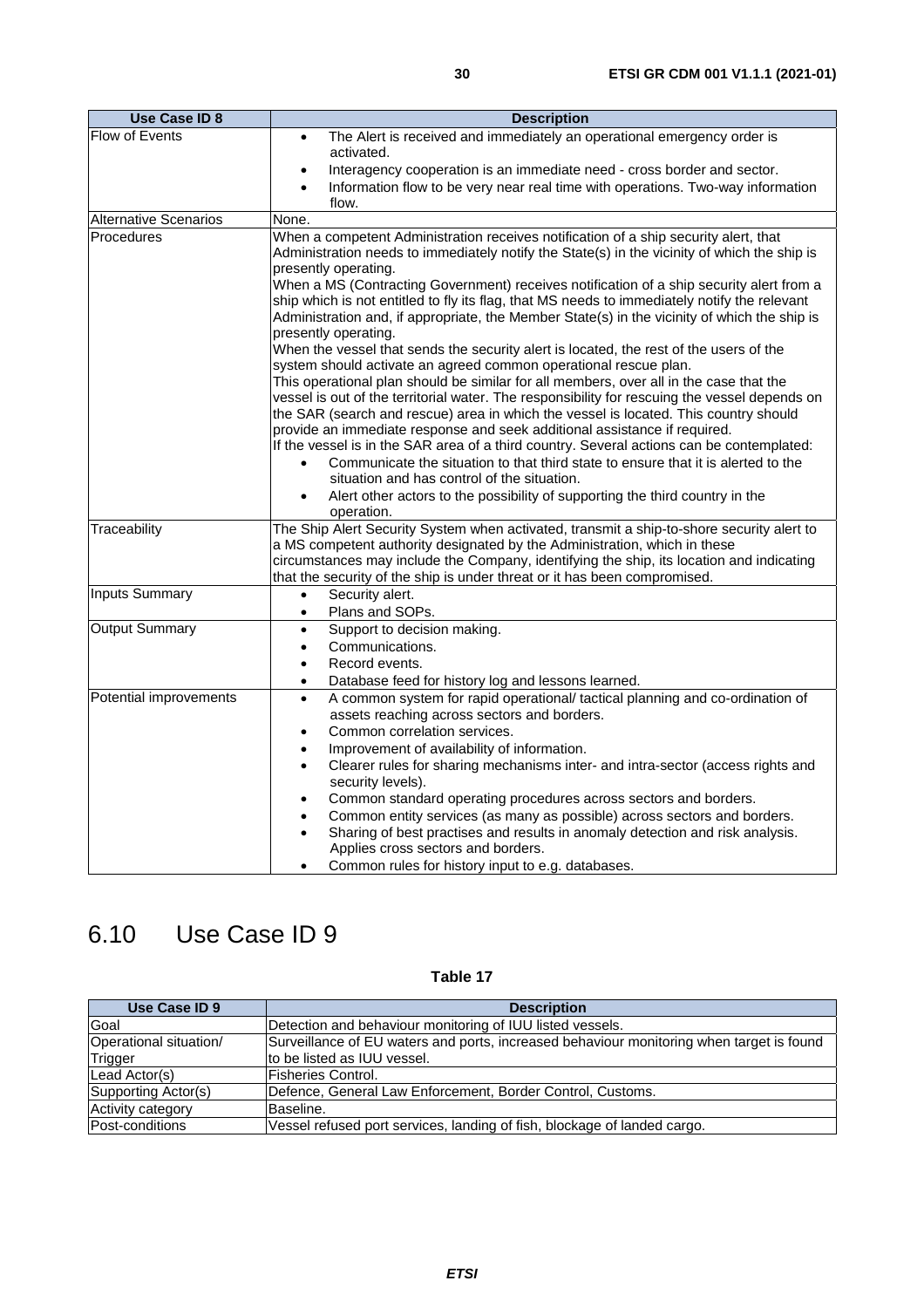| Use Case ID 8 | Description |
|---|---|
| Flow of Events | • The Alert is received and immediately an operational emergency order is activated.<br>• Interagency cooperation is an immediate need - cross border and sector.<br>• Information flow to be very near real time with operations. Two-way information flow. |
| Alternative Scenarios | None. |
| Procedures | When a competent Administration receives notification of a ship security alert, that Administration needs to immediately notify the State(s) in the vicinity of which the ship is presently operating.<br>When a MS (Contracting Government) receives notification of a ship security alert from a ship which is not entitled to fly its flag, that MS needs to immediately notify the relevant Administration and, if appropriate, the Member State(s) in the vicinity of which the ship is presently operating.<br>When the vessel that sends the security alert is located, the rest of the users of the system should activate an agreed common operational rescue plan.<br>This operational plan should be similar for all members, over all in the case that the vessel is out of the territorial water. The responsibility for rescuing the vessel depends on the SAR (search and rescue) area in which the vessel is located. This country should provide an immediate response and seek additional assistance if required.<br>If the vessel is in the SAR area of a third country. Several actions can be contemplated:<br>• Communicate the situation to that third state to ensure that it is alerted to the situation and has control of the situation.<br>• Alert other actors to the possibility of supporting the third country in the operation. |
| Traceability | The Ship Alert Security System when activated, transmit a ship-to-shore security alert to a MS competent authority designated by the Administration, which in these circumstances may include the Company, identifying the ship, its location and indicating that the security of the ship is under threat or it has been compromised. |
| Inputs Summary | • Security alert.<br>• Plans and SOPs. |
| Output Summary | • Support to decision making.<br>• Communications.<br>• Record events.<br>• Database feed for history log and lessons learned. |
| Potential improvements | • A common system for rapid operational/ tactical planning and co-ordination of assets reaching across sectors and borders.<br>• Common correlation services.<br>• Improvement of availability of information.<br>• Clearer rules for sharing mechanisms inter- and intra-sector (access rights and security levels).<br>• Common standard operating procedures across sectors and borders.<br>• Common entity services (as many as possible) across sectors and borders.<br>• Sharing of best practises and results in anomaly detection and risk analysis. Applies cross sectors and borders.<br>• Common rules for history input to e.g. databases. |

## 6.10 Use Case ID 9

**Table 17**

| Use Case ID 9 | Description |
|---|---|
| Goal | Detection and behaviour monitoring of IUU listed vessels. |
| Operational situation/ Trigger | Surveillance of EU waters and ports, increased behaviour monitoring when target is found to be listed as IUU vessel. |
| Lead Actor(s) | Fisheries Control. |
| Supporting Actor(s) | Defence, General Law Enforcement, Border Control, Customs. |
| Activity category | Baseline. |
| Post-conditions | Vessel refused port services, landing of fish, blockage of landed cargo. |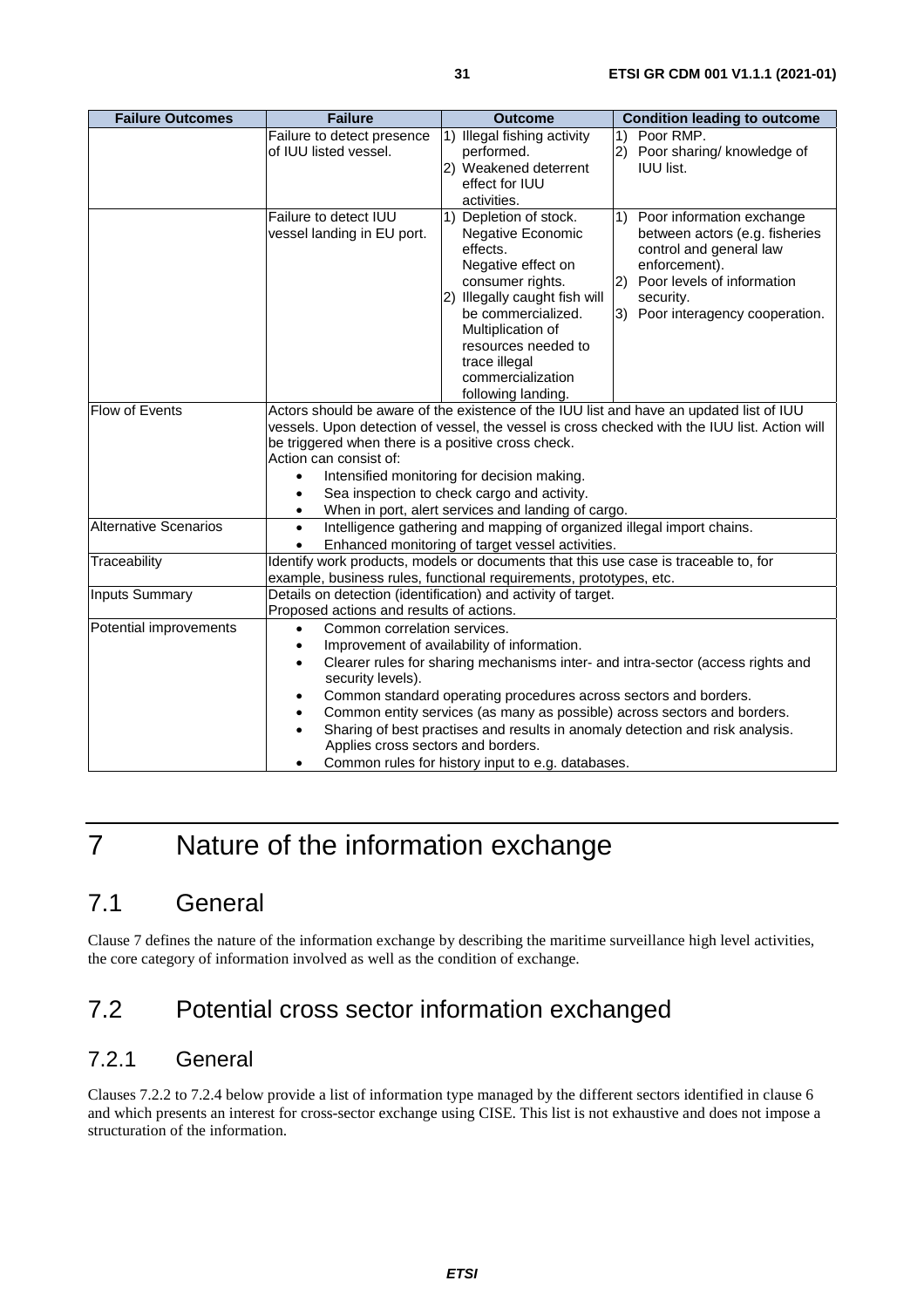| Failure Outcomes | Failure | Outcome | Condition leading to outcome |
|---|---|---|---|
| | Failure to detect presence of IUU listed vessel. | 1) Illegal fishing activity performed.<br>2) Weakened deterrent effect for IUU activities. | 1) Poor RMP.<br>2) Poor sharing/ knowledge of IUU list. |
| | Failure to detect IUU vessel landing in EU port. | 1) Depletion of stock. Negative Economic effects. Negative effect on consumer rights.<br>2) Illegally caught fish will be commercialized. Multiplication of resources needed to trace illegal commercialization following landing. | 1) Poor information exchange between actors (e.g. fisheries control and general law enforcement).<br>2) Poor levels of information security.<br>3) Poor interagency cooperation. |
| Flow of Events | Actors should be aware of the existence of the IUU list and have an updated list of IUU vessels. Upon detection of vessel, the vessel is cross checked with the IUU list. Action will be triggered when there is a positive cross check.<br>Action can consist of:<br>• Intensified monitoring for decision making.<br>• Sea inspection to check cargo and activity.<br>• When in port, alert services and landing of cargo. | | |
| Alternative Scenarios | • Intelligence gathering and mapping of organized illegal import chains.<br>• Enhanced monitoring of target vessel activities. | | |
| Traceability | Identify work products, models or documents that this use case is traceable to, for example, business rules, functional requirements, prototypes, etc. | | |
| Inputs Summary | Details on detection (identification) and activity of target.<br>Proposed actions and results of actions. | | |
| Potential improvements | • Common correlation services.<br>• Improvement of availability of information.<br>• Clearer rules for sharing mechanisms inter- and intra-sector (access rights and security levels).<br>• Common standard operating procedures across sectors and borders.<br>• Common entity services (as many as possible) across sectors and borders.<br>• Sharing of best practises and results in anomaly detection and risk analysis. Applies cross sectors and borders.<br>• Common rules for history input to e.g. databases. | | |

# 7 Nature of the information exchange

## 7.1 General

Clause 7 defines the nature of the information exchange by describing the maritime surveillance high level activities, the core category of information involved as well as the condition of exchange.

## 7.2 Potential cross sector information exchanged

### 7.2.1 General

Clauses 7.2.2 to 7.2.4 below provide a list of information type managed by the different sectors identified in clause 6 and which presents an interest for cross-sector exchange using CISE. This list is not exhaustive and does not impose a structuration of the information.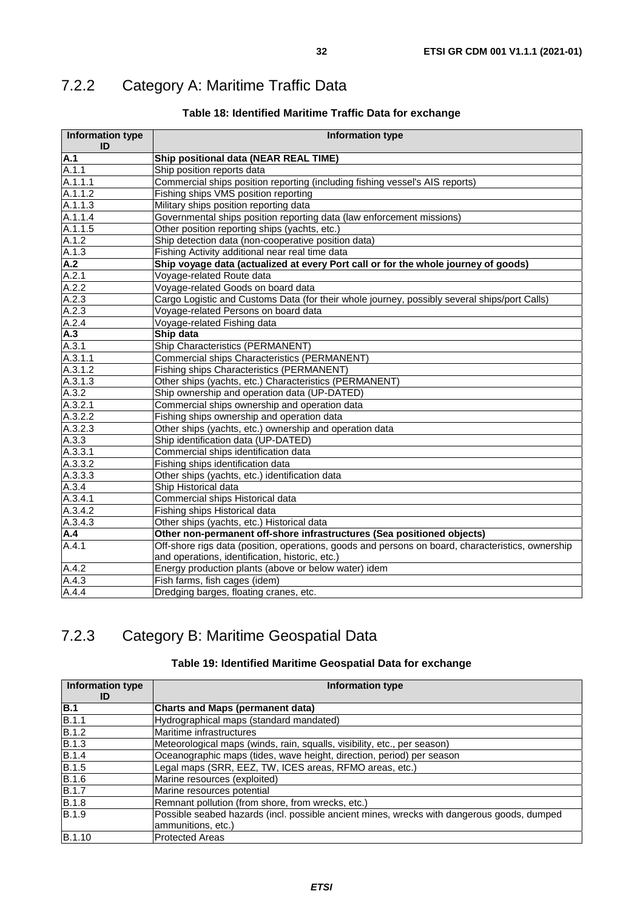### 7.2.2 Category A: Maritime Traffic Data

**Table 18: Identified Maritime Traffic Data for exchange**

| Information type ID | Information type |
|---|---|
| **A.1** | **Ship positional data (NEAR REAL TIME)** |
| A.1.1 | Ship position reports data |
| A.1.1.1 | Commercial ships position reporting (including fishing vessel's AIS reports) |
| A.1.1.2 | Fishing ships VMS position reporting |
| A.1.1.3 | Military ships position reporting data |
| A.1.1.4 | Governmental ships position reporting data (law enforcement missions) |
| A.1.1.5 | Other position reporting ships (yachts, etc.) |
| A.1.2 | Ship detection data (non-cooperative position data) |
| A.1.3 | Fishing Activity additional near real time data |
| **A.2** | **Ship voyage data (actualized at every Port call or for the whole journey of goods)** |
| A.2.1 | Voyage-related Route data |
| A.2.2 | Voyage-related Goods on board data |
| A.2.3 | Cargo Logistic and Customs Data (for their whole journey, possibly several ships/port Calls) |
| A.2.3 | Voyage-related Persons on board data |
| A.2.4 | Voyage-related Fishing data |
| **A.3** | **Ship data** |
| A.3.1 | Ship Characteristics (PERMANENT) |
| A.3.1.1 | Commercial ships Characteristics (PERMANENT) |
| A.3.1.2 | Fishing ships Characteristics (PERMANENT) |
| A.3.1.3 | Other ships (yachts, etc.) Characteristics (PERMANENT) |
| A.3.2 | Ship ownership and operation data (UP-DATED) |
| A.3.2.1 | Commercial ships ownership and operation data |
| A.3.2.2 | Fishing ships ownership and operation data |
| A.3.2.3 | Other ships (yachts, etc.) ownership and operation data |
| A.3.3 | Ship identification data (UP-DATED) |
| A.3.3.1 | Commercial ships identification data |
| A.3.3.2 | Fishing ships identification data |
| A.3.3.3 | Other ships (yachts, etc.) identification data |
| A.3.4 | Ship Historical data |
| A.3.4.1 | Commercial ships Historical data |
| A.3.4.2 | Fishing ships Historical data |
| A.3.4.3 | Other ships (yachts, etc.) Historical data |
| **A.4** | **Other non-permanent off-shore infrastructures (Sea positioned objects)** |
| A.4.1 | Off-shore rigs data (position, operations, goods and persons on board, characteristics, ownership and operations, identification, historic, etc.) |
| A.4.2 | Energy production plants (above or below water) idem |
| A.4.3 | Fish farms, fish cages (idem) |
| A.4.4 | Dredging barges, floating cranes, etc. |

### 7.2.3 Category B: Maritime Geospatial Data

**Table 19: Identified Maritime Geospatial Data for exchange**

| Information type ID | Information type |
|---|---|
| **B.1** | **Charts and Maps (permanent data)** |
| B.1.1 | Hydrographical maps (standard mandated) |
| B.1.2 | Maritime infrastructures |
| B.1.3 | Meteorological maps (winds, rain, squalls, visibility, etc., per season) |
| B.1.4 | Oceanographic maps (tides, wave height, direction, period) per season |
| B.1.5 | Legal maps (SRR, EEZ, TW, ICES areas, RFMO areas, etc.) |
| B.1.6 | Marine resources (exploited) |
| B.1.7 | Marine resources potential |
| B.1.8 | Remnant pollution (from shore, from wrecks, etc.) |
| B.1.9 | Possible seabed hazards (incl. possible ancient mines, wrecks with dangerous goods, dumped ammunitions, etc.) |
| B.1.10 | Protected Areas |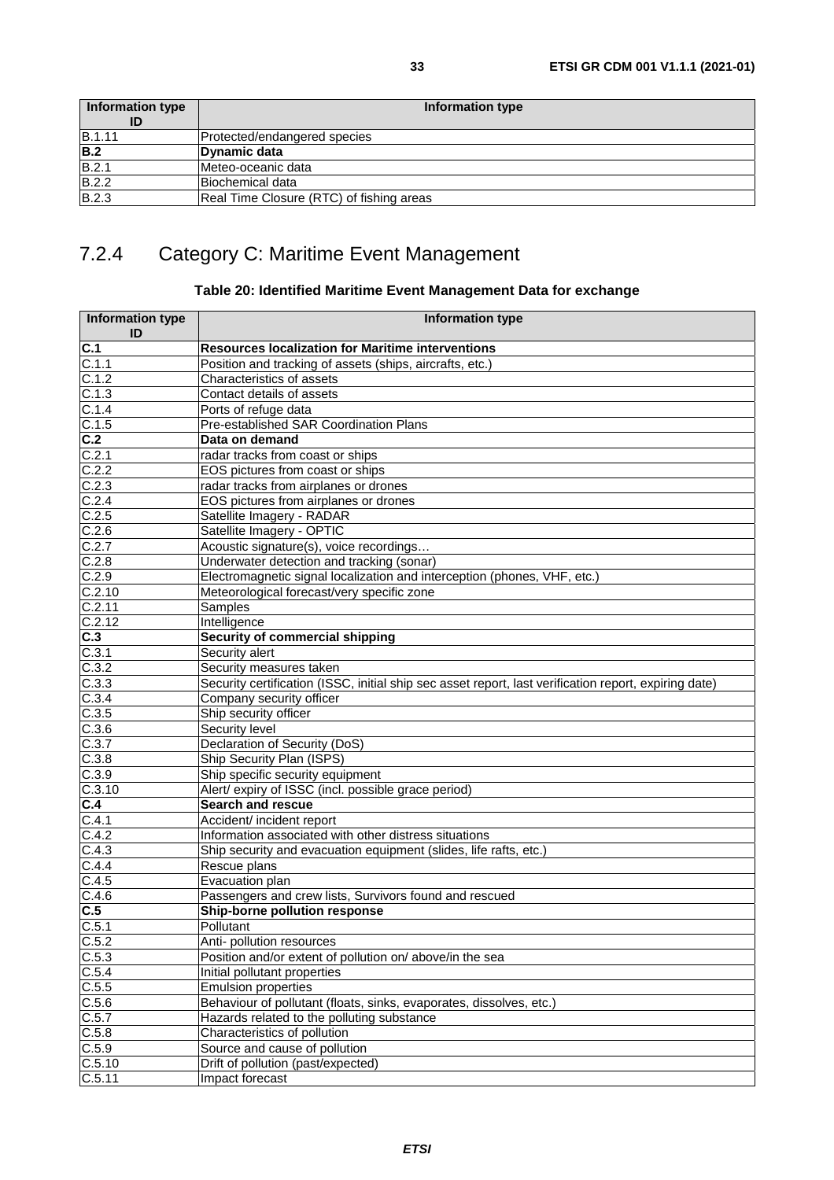| Information type ID | Information type |
| --- | --- |
| B.1.11 | Protected/endangered species |
| **B.2** | **Dynamic data** |
| B.2.1 | Meteo-oceanic data |
| B.2.2 | Biochemical data |
| B.2.3 | Real Time Closure (RTC) of fishing areas |

### 7.2.4 Category C: Maritime Event Management

**Table 20: Identified Maritime Event Management Data for exchange**

| Information type ID | Information type |
| --- | --- |
| **C.1** | **Resources localization for Maritime interventions** |
| C.1.1 | Position and tracking of assets (ships, aircrafts, etc.) |
| C.1.2 | Characteristics of assets |
| C.1.3 | Contact details of assets |
| C.1.4 | Ports of refuge data |
| C.1.5 | Pre-established SAR Coordination Plans |
| **C.2** | **Data on demand** |
| C.2.1 | radar tracks from coast or ships |
| C.2.2 | EOS pictures from coast or ships |
| C.2.3 | radar tracks from airplanes or drones |
| C.2.4 | EOS pictures from airplanes or drones |
| C.2.5 | Satellite Imagery - RADAR |
| C.2.6 | Satellite Imagery - OPTIC |
| C.2.7 | Acoustic signature(s), voice recordings… |
| C.2.8 | Underwater detection and tracking (sonar) |
| C.2.9 | Electromagnetic signal localization and interception (phones, VHF, etc.) |
| C.2.10 | Meteorological forecast/very specific zone |
| C.2.11 | Samples |
| C.2.12 | Intelligence |
| **C.3** | **Security of commercial shipping** |
| C.3.1 | Security alert |
| C.3.2 | Security measures taken |
| C.3.3 | Security certification (ISSC, initial ship sec asset report, last verification report, expiring date) |
| C.3.4 | Company security officer |
| C.3.5 | Ship security officer |
| C.3.6 | Security level |
| C.3.7 | Declaration of Security (DoS) |
| C.3.8 | Ship Security Plan (ISPS) |
| C.3.9 | Ship specific security equipment |
| C.3.10 | Alert/ expiry of ISSC (incl. possible grace period) |
| **C.4** | **Search and rescue** |
| C.4.1 | Accident/ incident report |
| C.4.2 | Information associated with other distress situations |
| C.4.3 | Ship security and evacuation equipment (slides, life rafts, etc.) |
| C.4.4 | Rescue plans |
| C.4.5 | Evacuation plan |
| C.4.6 | Passengers and crew lists, Survivors found and rescued |
| **C.5** | **Ship-borne pollution response** |
| C.5.1 | Pollutant |
| C.5.2 | Anti- pollution resources |
| C.5.3 | Position and/or extent of pollution on/ above/in the sea |
| C.5.4 | Initial pollutant properties |
| C.5.5 | Emulsion properties |
| C.5.6 | Behaviour of pollutant (floats, sinks, evaporates, dissolves, etc.) |
| C.5.7 | Hazards related to the polluting substance |
| C.5.8 | Characteristics of pollution |
| C.5.9 | Source and cause of pollution |
| C.5.10 | Drift of pollution (past/expected) |
| C.5.11 | Impact forecast |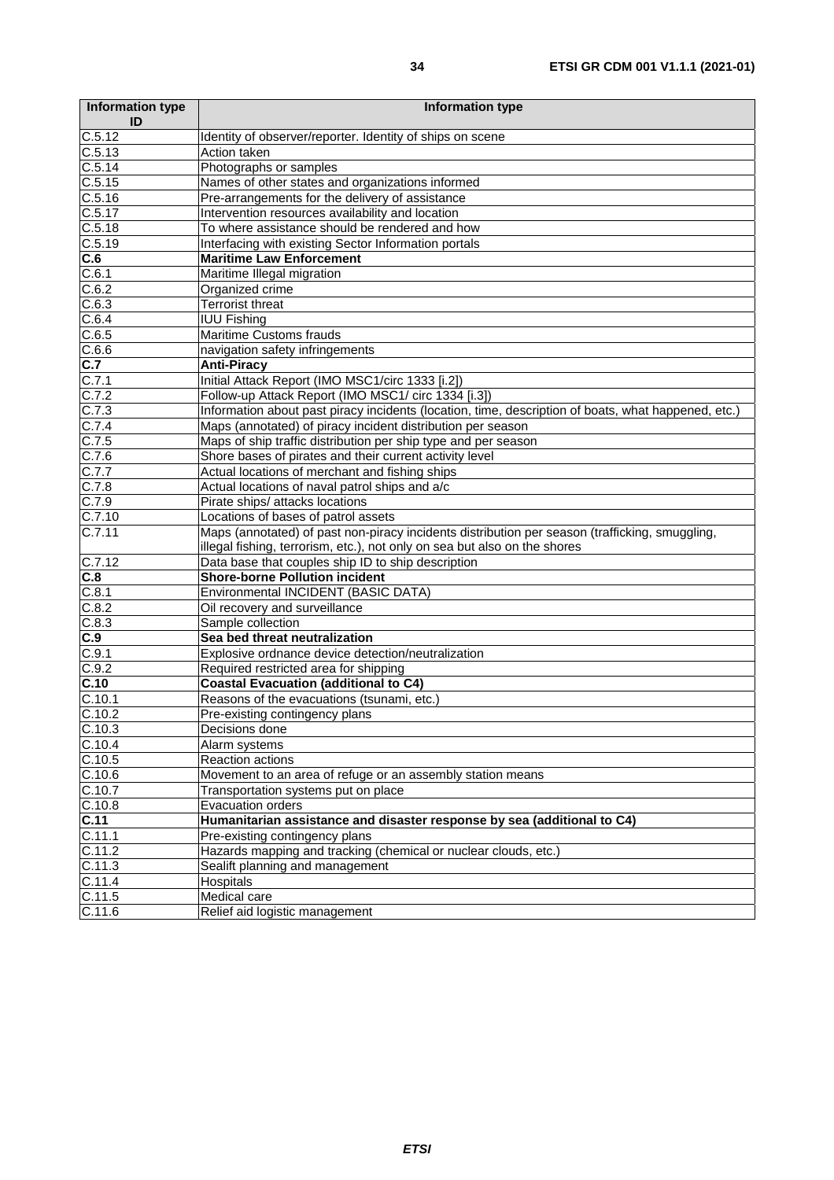| Information type ID | Information type |
| --- | --- |
| C.5.12 | Identity of observer/reporter. Identity of ships on scene |
| C.5.13 | Action taken |
| C.5.14 | Photographs or samples |
| C.5.15 | Names of other states and organizations informed |
| C.5.16 | Pre-arrangements for the delivery of assistance |
| C.5.17 | Intervention resources availability and location |
| C.5.18 | To where assistance should be rendered and how |
| C.5.19 | Interfacing with existing Sector Information portals |
| **C.6** | **Maritime Law Enforcement** |
| C.6.1 | Maritime Illegal migration |
| C.6.2 | Organized crime |
| C.6.3 | Terrorist threat |
| C.6.4 | IUU Fishing |
| C.6.5 | Maritime Customs frauds |
| C.6.6 | navigation safety infringements |
| **C.7** | **Anti-Piracy** |
| C.7.1 | Initial Attack Report (IMO MSC1/circ 1333 [i.2]) |
| C.7.2 | Follow-up Attack Report (IMO MSC1/ circ 1334 [i.3]) |
| C.7.3 | Information about past piracy incidents (location, time, description of boats, what happened, etc.) |
| C.7.4 | Maps (annotated) of piracy incident distribution per season |
| C.7.5 | Maps of ship traffic distribution per ship type and per season |
| C.7.6 | Shore bases of pirates and their current activity level |
| C.7.7 | Actual locations of merchant and fishing ships |
| C.7.8 | Actual locations of naval patrol ships and a/c |
| C.7.9 | Pirate ships/ attacks locations |
| C.7.10 | Locations of bases of patrol assets |
| C.7.11 | Maps (annotated) of past non-piracy incidents distribution per season (trafficking, smuggling, illegal fishing, terrorism, etc.), not only on sea but also on the shores |
| C.7.12 | Data base that couples ship ID to ship description |
| **C.8** | **Shore-borne Pollution incident** |
| C.8.1 | Environmental INCIDENT (BASIC DATA) |
| C.8.2 | Oil recovery and surveillance |
| C.8.3 | Sample collection |
| **C.9** | **Sea bed threat neutralization** |
| C.9.1 | Explosive ordnance device detection/neutralization |
| C.9.2 | Required restricted area for shipping |
| **C.10** | **Coastal Evacuation (additional to C4)** |
| C.10.1 | Reasons of the evacuations (tsunami, etc.) |
| C.10.2 | Pre-existing contingency plans |
| C.10.3 | Decisions done |
| C.10.4 | Alarm systems |
| C.10.5 | Reaction actions |
| C.10.6 | Movement to an area of refuge or an assembly station means |
| C.10.7 | Transportation systems put on place |
| C.10.8 | Evacuation orders |
| **C.11** | **Humanitarian assistance and disaster response by sea (additional to C4)** |
| C.11.1 | Pre-existing contingency plans |
| C.11.2 | Hazards mapping and tracking (chemical or nuclear clouds, etc.) |
| C.11.3 | Sealift planning and management |
| C.11.4 | Hospitals |
| C.11.5 | Medical care |
| C.11.6 | Relief aid logistic management |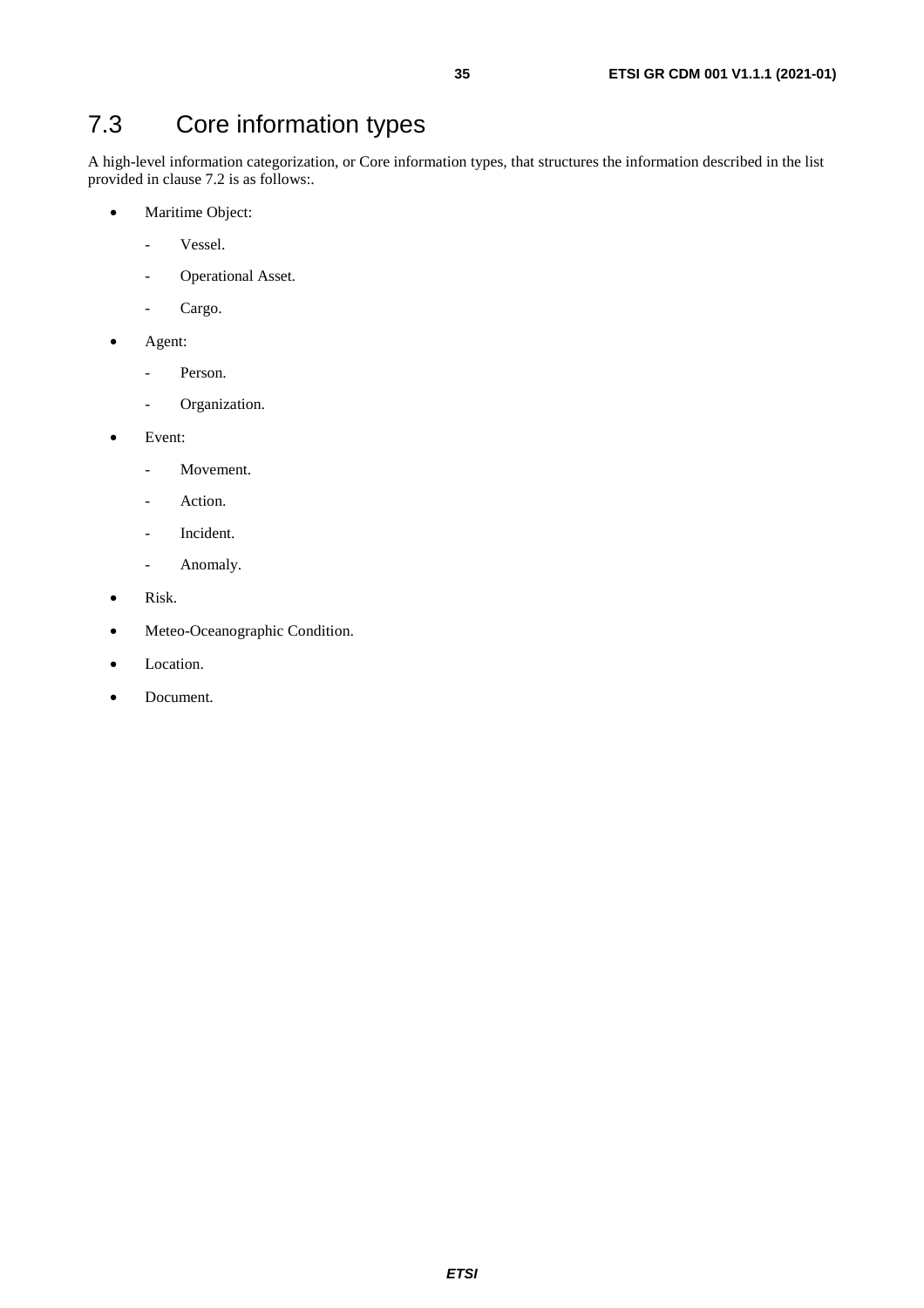## 7.3 Core information types

A high-level information categorization, or Core information types, that structures the information described in the list provided in clause 7.2 is as follows:.

- Maritime Object:
  - Vessel.
  - Operational Asset.
  - Cargo.
- Agent:
  - Person.
  - Organization.
- Event:
  - Movement.
  - Action.
  - Incident.
  - Anomaly.
- Risk.
- Meteo-Oceanographic Condition.
- Location.
- Document.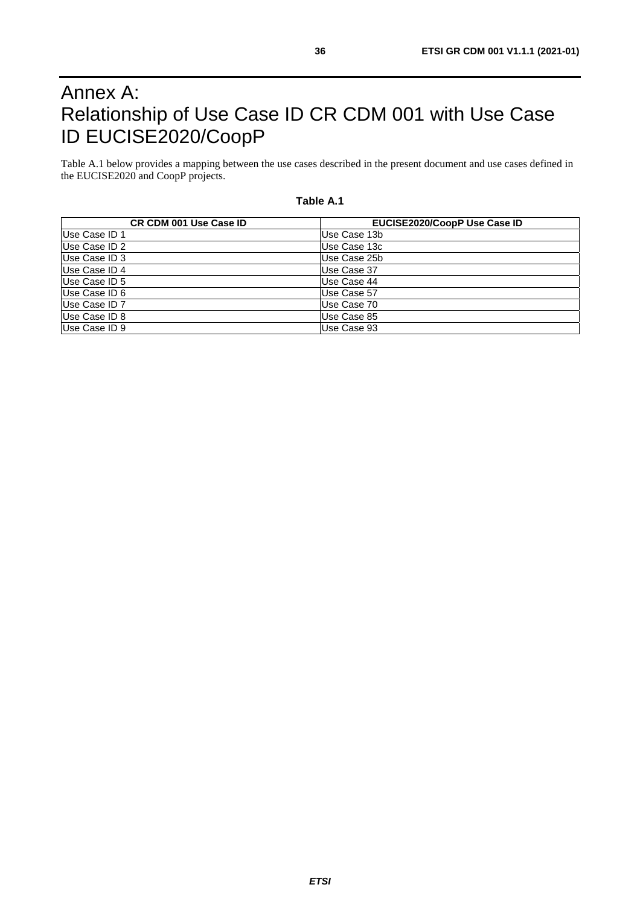# Annex A: Relationship of Use Case ID CR CDM 001 with Use Case ID EUCISE2020/CoopP

Table A.1 below provides a mapping between the use cases described in the present document and use cases defined in the EUCISE2020 and CoopP projects.

**Table A.1**

| CR CDM 001 Use Case ID | EUCISE2020/CoopP Use Case ID |
|---|---|
| Use Case ID 1 | Use Case 13b |
| Use Case ID 2 | Use Case 13c |
| Use Case ID 3 | Use Case 25b |
| Use Case ID 4 | Use Case 37 |
| Use Case ID 5 | Use Case 44 |
| Use Case ID 6 | Use Case 57 |
| Use Case ID 7 | Use Case 70 |
| Use Case ID 8 | Use Case 85 |
| Use Case ID 9 | Use Case 93 |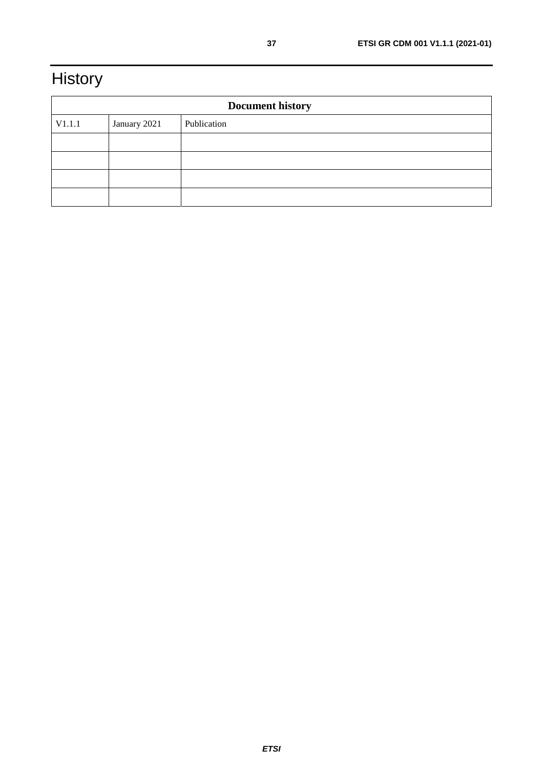# History

| Document history | | |
|---|---|---|
| V1.1.1 | January 2021 | Publication |
| | | |
| | | |
| | | |
| | | |